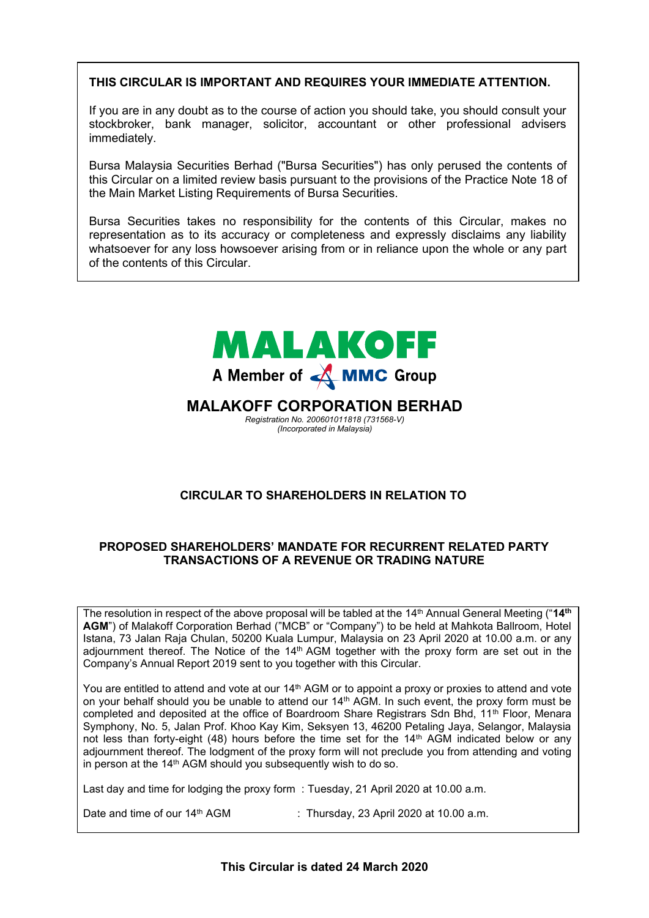**THIS CIRCULAR IS IMPORTANT AND REQUIRES YOUR IMMEDIATE ATTENTION.**

If you are in any doubt as to the course of action you should take, you should consult your stockbroker, bank manager, solicitor, accountant or other professional advisers immediately.

Bursa Malaysia Securities Berhad ("Bursa Securities") has only perused the contents of this Circular on a limited review basis pursuant to the provisions of the Practice Note 18 of the Main Market Listing Requirements of Bursa Securities.

Bursa Securities takes no responsibility for the contents of this Circular, makes no representation as to its accuracy or completeness and expressly disclaims any liability whatsoever for any loss howsoever arising from or in reliance upon the whole or any part of the contents of this Circular.

MALAKOFF

A Member of MMC Group

# MALAKOFF CORPORATION BERHAD

*Registration No. 200601011818 (731568-V)*
*(Incorporated in Malaysia)*

## CIRCULAR TO SHAREHOLDERS IN RELATION TO

## PROPOSED SHAREHOLDERS' MANDATE FOR RECURRENT RELATED PARTY TRANSACTIONS OF A REVENUE OR TRADING NATURE

The resolution in respect of the above proposal will be tabled at the 14th Annual General Meeting ("**14th AGM**") of Malakoff Corporation Berhad ("MCB" or "Company") to be held at Mahkota Ballroom, Hotel Istana, 73 Jalan Raja Chulan, 50200 Kuala Lumpur, Malaysia on 23 April 2020 at 10.00 a.m. or any adjournment thereof. The Notice of the 14th AGM together with the proxy form are set out in the Company's Annual Report 2019 sent to you together with this Circular.

You are entitled to attend and vote at our 14th AGM or to appoint a proxy or proxies to attend and vote on your behalf should you be unable to attend our 14th AGM. In such event, the proxy form must be completed and deposited at the office of Boardroom Share Registrars Sdn Bhd, 11th Floor, Menara Symphony, No. 5, Jalan Prof. Khoo Kay Kim, Seksyen 13, 46200 Petaling Jaya, Selangor, Malaysia not less than forty-eight (48) hours before the time set for the 14th AGM indicated below or any adjournment thereof. The lodgment of the proxy form will not preclude you from attending and voting in person at the 14th AGM should you subsequently wish to do so.

Last day and time for lodging the proxy form : Tuesday, 21 April 2020 at 10.00 a.m.

Date and time of our 14th AGM : Thursday, 23 April 2020 at 10.00 a.m.

**This Circular is dated 24 March 2020**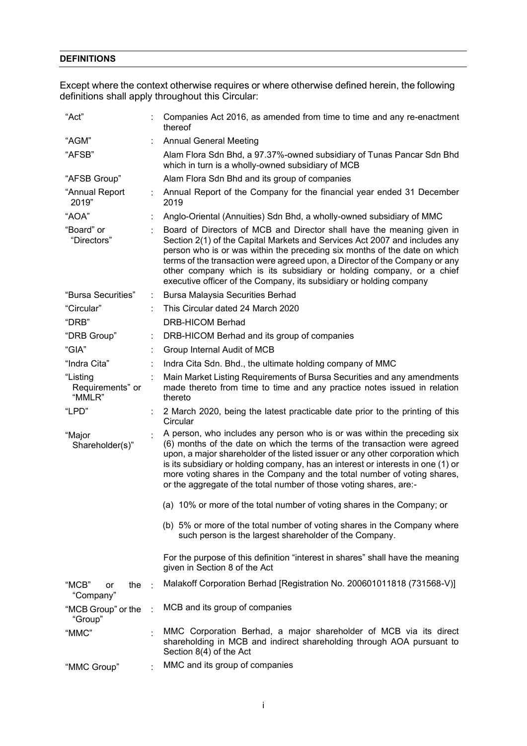## DEFINITIONS

Except where the context otherwise requires or where otherwise defined herein, the following definitions shall apply throughout this Circular:

| | | |
|---|---|---|
| "Act" | : | Companies Act 2016, as amended from time to time and any re-enactment thereof |
| "AGM" | : | Annual General Meeting |
| "AFSB" | | Alam Flora Sdn Bhd, a 97.37%-owned subsidiary of Tunas Pancar Sdn Bhd which in turn is a wholly-owned subsidiary of MCB |
| "AFSB Group" | | Alam Flora Sdn Bhd and its group of companies |
| "Annual Report 2019" | : | Annual Report of the Company for the financial year ended 31 December 2019 |
| "AOA" | : | Anglo-Oriental (Annuities) Sdn Bhd, a wholly-owned subsidiary of MMC |
| "Board" or "Directors" | : | Board of Directors of MCB and Director shall have the meaning given in Section 2(1) of the Capital Markets and Services Act 2007 and includes any person who is or was within the preceding six months of the date on which terms of the transaction were agreed upon, a Director of the Company or any other company which is its subsidiary or holding company, or a chief executive officer of the Company, its subsidiary or holding company |
| "Bursa Securities" | : | Bursa Malaysia Securities Berhad |
| "Circular" | : | This Circular dated 24 March 2020 |
| "DRB" | | DRB-HICOM Berhad |
| "DRB Group" | : | DRB-HICOM Berhad and its group of companies |
| "GIA" | : | Group Internal Audit of MCB |
| "Indra Cita" | : | Indra Cita Sdn. Bhd., the ultimate holding company of MMC |
| "Listing Requirements" or "MMLR" | : | Main Market Listing Requirements of Bursa Securities and any amendments made thereto from time to time and any practice notes issued in relation thereto |
| "LPD" | : | 2 March 2020, being the latest practicable date prior to the printing of this Circular |
| "Major Shareholder(s)" | : | A person, who includes any person who is or was within the preceding six (6) months of the date on which the terms of the transaction were agreed upon, a major shareholder of the listed issuer or any other corporation which is its subsidiary or holding company, has an interest or interests in one (1) or more voting shares in the Company and the total number of voting shares, or the aggregate of the total number of those voting shares, are:-<br><br>(a) 10% or more of the total number of voting shares in the Company; or<br><br>(b) 5% or more of the total number of voting shares in the Company where such person is the largest shareholder of the Company.<br><br>For the purpose of this definition "interest in shares" shall have the meaning given in Section 8 of the Act |
| "MCB" or the "Company" | : | Malakoff Corporation Berhad [Registration No. 200601011818 (731568-V)] |
| "MCB Group" or the "Group" | : | MCB and its group of companies |
| "MMC" | : | MMC Corporation Berhad, a major shareholder of MCB via its direct shareholding in MCB and indirect shareholding through AOA pursuant to Section 8(4) of the Act |
| "MMC Group" | : | MMC and its group of companies |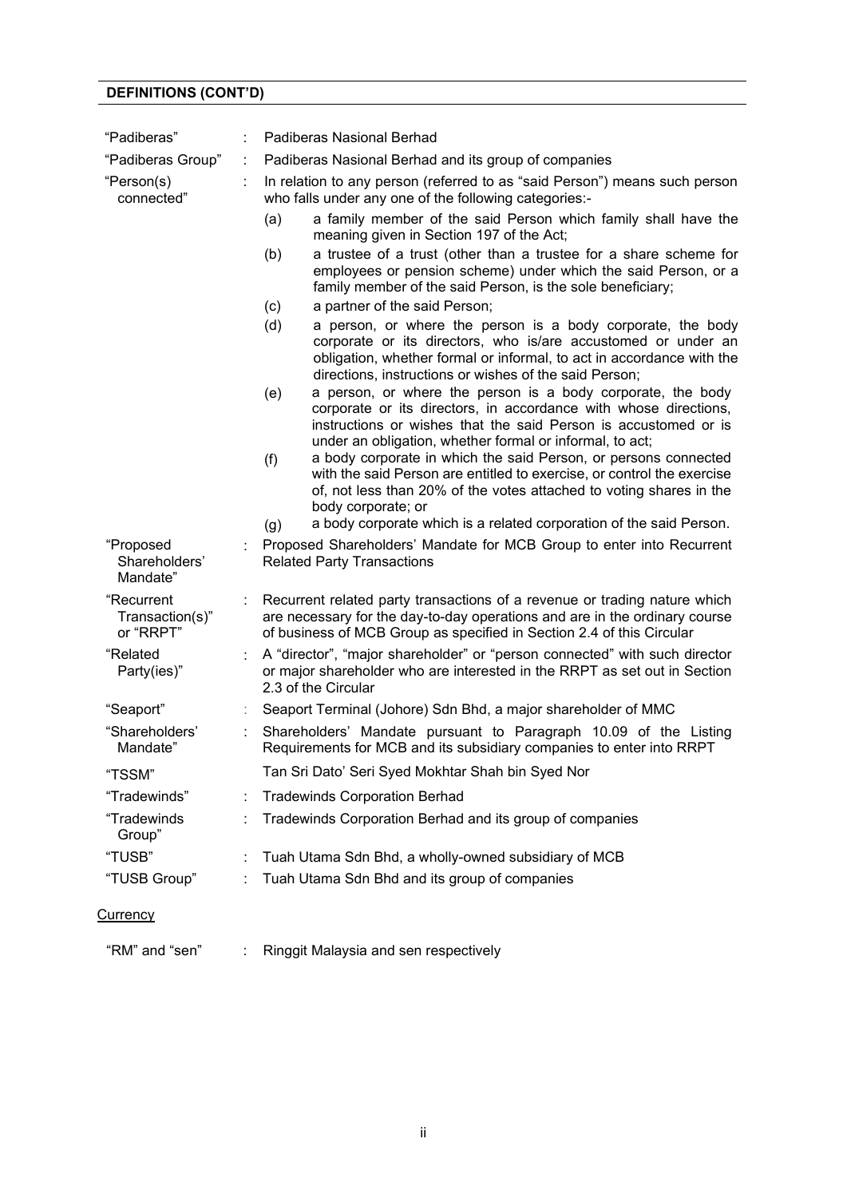## DEFINITIONS (CONT'D)

| | | |
|---|---|---|
| "Padiberas" | : | Padiberas Nasional Berhad |
| "Padiberas Group" | : | Padiberas Nasional Berhad and its group of companies |
| "Person(s) connected" | : | In relation to any person (referred to as "said Person") means such person who falls under any one of the following categories:-<br>(a) a family member of the said Person which family shall have the meaning given in Section 197 of the Act;<br>(b) a trustee of a trust (other than a trustee for a share scheme for employees or pension scheme) under which the said Person, or a family member of the said Person, is the sole beneficiary;<br>(c) a partner of the said Person;<br>(d) a person, or where the person is a body corporate, the body corporate or its directors, who is/are accustomed or under an obligation, whether formal or informal, to act in accordance with the directions, instructions or wishes of the said Person;<br>(e) a person, or where the person is a body corporate, the body corporate or its directors, in accordance with whose directions, instructions or wishes that the said Person is accustomed or is under an obligation, whether formal or informal, to act;<br>(f) a body corporate in which the said Person, or persons connected with the said Person are entitled to exercise, or control the exercise of, not less than 20% of the votes attached to voting shares in the body corporate; or<br>(g) a body corporate which is a related corporation of the said Person. |
| "Proposed Shareholders' Mandate" | : | Proposed Shareholders' Mandate for MCB Group to enter into Recurrent Related Party Transactions |
| "Recurrent Transaction(s)" or "RRPT" | : | Recurrent related party transactions of a revenue or trading nature which are necessary for the day-to-day operations and are in the ordinary course of business of MCB Group as specified in Section 2.4 of this Circular |
| "Related Party(ies)" | : | A "director", "major shareholder" or "person connected" with such director or major shareholder who are interested in the RRPT as set out in Section 2.3 of the Circular |
| "Seaport" | : | Seaport Terminal (Johore) Sdn Bhd, a major shareholder of MMC |
| "Shareholders' Mandate" | : | Shareholders' Mandate pursuant to Paragraph 10.09 of the Listing Requirements for MCB and its subsidiary companies to enter into RRPT |
| "TSSM" | | Tan Sri Dato' Seri Syed Mokhtar Shah bin Syed Nor |
| "Tradewinds" | : | Tradewinds Corporation Berhad |
| "Tradewinds Group" | : | Tradewinds Corporation Berhad and its group of companies |
| "TUSB" | : | Tuah Utama Sdn Bhd, a wholly-owned subsidiary of MCB |
| "TUSB Group" | : | Tuah Utama Sdn Bhd and its group of companies |

Currency

| | | |
|---|---|---|
| "RM" and "sen" | : | Ringgit Malaysia and sen respectively |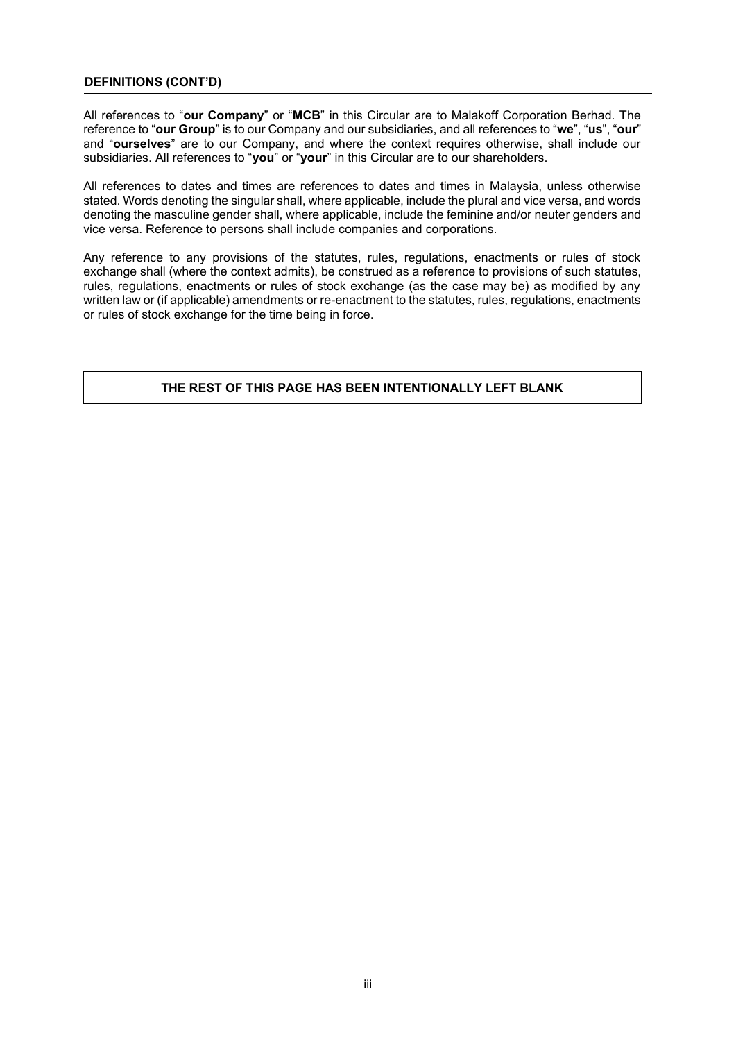**DEFINITIONS (CONT'D)**

All references to "**our Company**" or "**MCB**" in this Circular are to Malakoff Corporation Berhad. The reference to "**our Group**" is to our Company and our subsidiaries, and all references to "**we**", "**us**", "**our**" and "**ourselves**" are to our Company, and where the context requires otherwise, shall include our subsidiaries. All references to "**you**" or "**your**" in this Circular are to our shareholders.

All references to dates and times are references to dates and times in Malaysia, unless otherwise stated. Words denoting the singular shall, where applicable, include the plural and vice versa, and words denoting the masculine gender shall, where applicable, include the feminine and/or neuter genders and vice versa. Reference to persons shall include companies and corporations.

Any reference to any provisions of the statutes, rules, regulations, enactments or rules of stock exchange shall (where the context admits), be construed as a reference to provisions of such statutes, rules, regulations, enactments or rules of stock exchange (as the case may be) as modified by any written law or (if applicable) amendments or re-enactment to the statutes, rules, regulations, enactments or rules of stock exchange for the time being in force.

**THE REST OF THIS PAGE HAS BEEN INTENTIONALLY LEFT BLANK**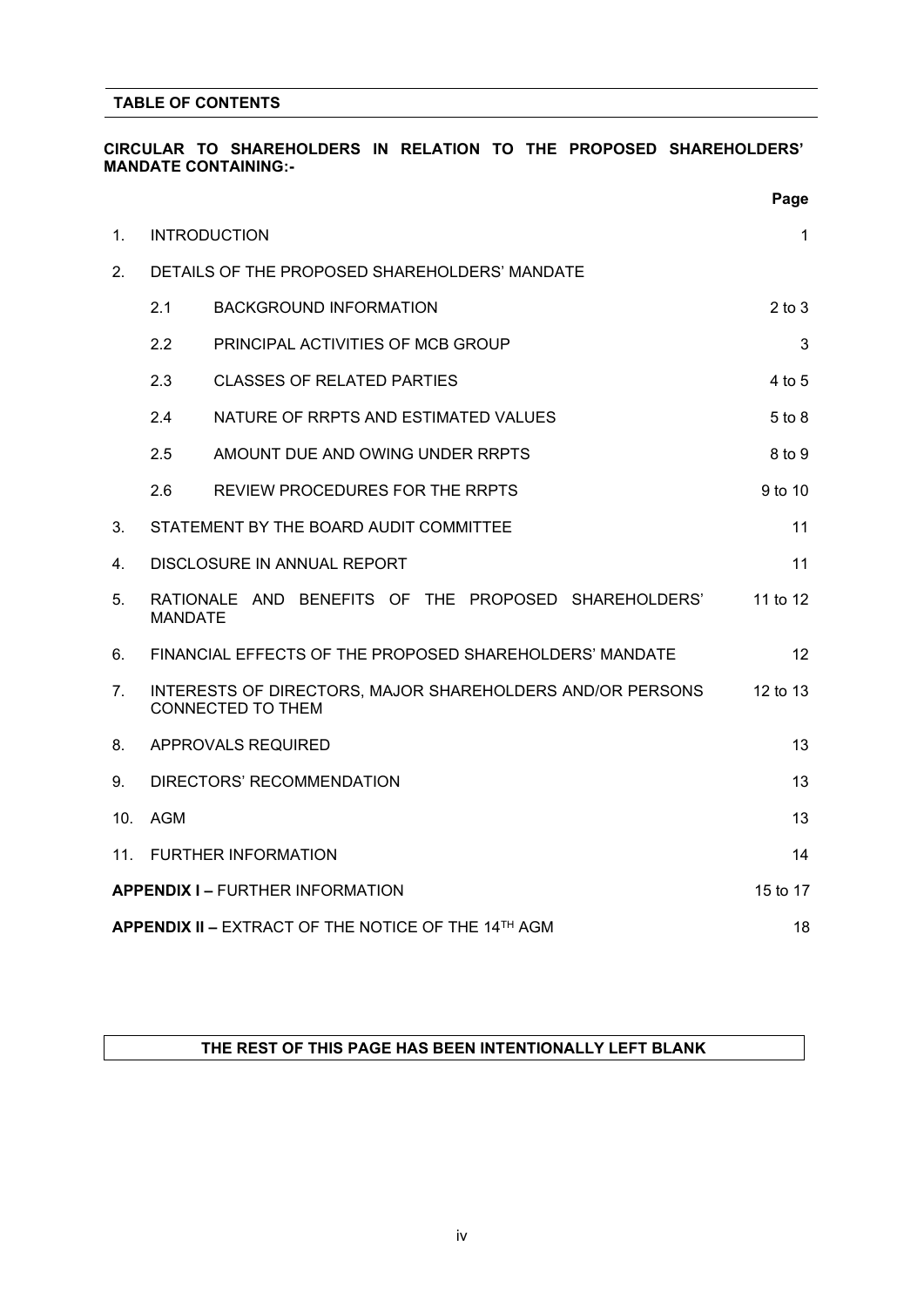## TABLE OF CONTENTS

**CIRCULAR TO SHAREHOLDERS IN RELATION TO THE PROPOSED SHAREHOLDERS' MANDATE CONTAINING:-**

| | | | Page |
|---|---|---|---|
| 1. | INTRODUCTION | | 1 |
| 2. | DETAILS OF THE PROPOSED SHAREHOLDERS' MANDATE | | |
| | 2.1 | BACKGROUND INFORMATION | 2 to 3 |
| | 2.2 | PRINCIPAL ACTIVITIES OF MCB GROUP | 3 |
| | 2.3 | CLASSES OF RELATED PARTIES | 4 to 5 |
| | 2.4 | NATURE OF RRPTS AND ESTIMATED VALUES | 5 to 8 |
| | 2.5 | AMOUNT DUE AND OWING UNDER RRPTS | 8 to 9 |
| | 2.6 | REVIEW PROCEDURES FOR THE RRPTS | 9 to 10 |
| 3. | STATEMENT BY THE BOARD AUDIT COMMITTEE | | 11 |
| 4. | DISCLOSURE IN ANNUAL REPORT | | 11 |
| 5. | RATIONALE AND BENEFITS OF THE PROPOSED SHAREHOLDERS' MANDATE | | 11 to 12 |
| 6. | FINANCIAL EFFECTS OF THE PROPOSED SHAREHOLDERS' MANDATE | | 12 |
| 7. | INTERESTS OF DIRECTORS, MAJOR SHAREHOLDERS AND/OR PERSONS CONNECTED TO THEM | | 12 to 13 |
| 8. | APPROVALS REQUIRED | | 13 |
| 9. | DIRECTORS' RECOMMENDATION | | 13 |
| 10. | AGM | | 13 |
| 11. | FURTHER INFORMATION | | 14 |
| **APPENDIX I –** FURTHER INFORMATION | | | 15 to 17 |
| **APPENDIX II –** EXTRACT OF THE NOTICE OF THE 14TH AGM | | | 18 |

**THE REST OF THIS PAGE HAS BEEN INTENTIONALLY LEFT BLANK**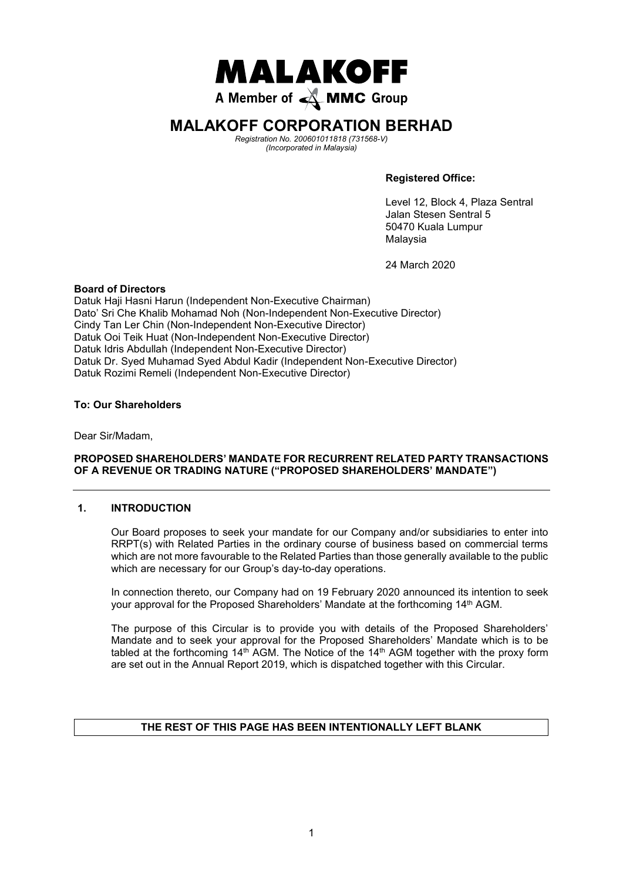# MALAKOFF

A Member of MMC Group

# MALAKOFF CORPORATION BERHAD

*Registration No. 200601011818 (731568-V)*
*(Incorporated in Malaysia)*

**Registered Office:**

Level 12, Block 4, Plaza Sentral
Jalan Stesen Sentral 5
50470 Kuala Lumpur
Malaysia

24 March 2020

**Board of Directors**

Datuk Haji Hasni Harun (Independent Non-Executive Chairman)
Dato' Sri Che Khalib Mohamad Noh (Non-Independent Non-Executive Director)
Cindy Tan Ler Chin (Non-Independent Non-Executive Director)
Datuk Ooi Teik Huat (Non-Independent Non-Executive Director)
Datuk Idris Abdullah (Independent Non-Executive Director)
Datuk Dr. Syed Muhamad Syed Abdul Kadir (Independent Non-Executive Director)
Datuk Rozimi Remeli (Independent Non-Executive Director)

**To: Our Shareholders**

Dear Sir/Madam,

**PROPOSED SHAREHOLDERS' MANDATE FOR RECURRENT RELATED PARTY TRANSACTIONS OF A REVENUE OR TRADING NATURE ("PROPOSED SHAREHOLDERS' MANDATE")**

## 1. INTRODUCTION

Our Board proposes to seek your mandate for our Company and/or subsidiaries to enter into RRPT(s) with Related Parties in the ordinary course of business based on commercial terms which are not more favourable to the Related Parties than those generally available to the public which are necessary for our Group's day-to-day operations.

In connection thereto, our Company had on 19 February 2020 announced its intention to seek your approval for the Proposed Shareholders' Mandate at the forthcoming 14th AGM.

The purpose of this Circular is to provide you with details of the Proposed Shareholders' Mandate and to seek your approval for the Proposed Shareholders' Mandate which is to be tabled at the forthcoming 14th AGM. The Notice of the 14th AGM together with the proxy form are set out in the Annual Report 2019, which is dispatched together with this Circular.

**THE REST OF THIS PAGE HAS BEEN INTENTIONALLY LEFT BLANK**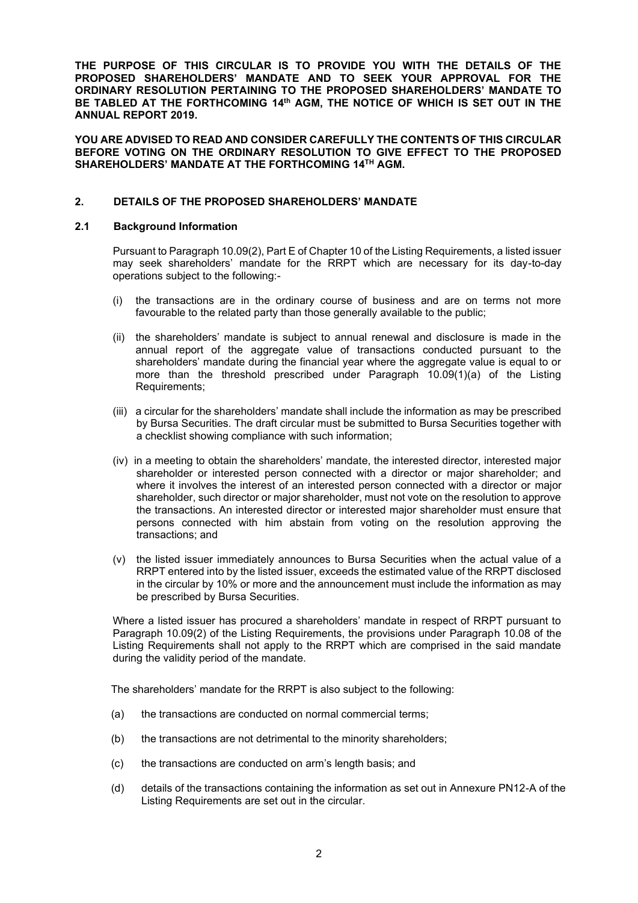**THE PURPOSE OF THIS CIRCULAR IS TO PROVIDE YOU WITH THE DETAILS OF THE PROPOSED SHAREHOLDERS' MANDATE AND TO SEEK YOUR APPROVAL FOR THE ORDINARY RESOLUTION PERTAINING TO THE PROPOSED SHAREHOLDERS' MANDATE TO BE TABLED AT THE FORTHCOMING 14th AGM, THE NOTICE OF WHICH IS SET OUT IN THE ANNUAL REPORT 2019.**

**YOU ARE ADVISED TO READ AND CONSIDER CAREFULLY THE CONTENTS OF THIS CIRCULAR BEFORE VOTING ON THE ORDINARY RESOLUTION TO GIVE EFFECT TO THE PROPOSED SHAREHOLDERS' MANDATE AT THE FORTHCOMING 14TH AGM.**

## 2. DETAILS OF THE PROPOSED SHAREHOLDERS' MANDATE

### 2.1 Background Information

Pursuant to Paragraph 10.09(2), Part E of Chapter 10 of the Listing Requirements, a listed issuer may seek shareholders' mandate for the RRPT which are necessary for its day-to-day operations subject to the following:-

(i) the transactions are in the ordinary course of business and are on terms not more favourable to the related party than those generally available to the public;

(ii) the shareholders' mandate is subject to annual renewal and disclosure is made in the annual report of the aggregate value of transactions conducted pursuant to the shareholders' mandate during the financial year where the aggregate value is equal to or more than the threshold prescribed under Paragraph 10.09(1)(a) of the Listing Requirements;

(iii) a circular for the shareholders' mandate shall include the information as may be prescribed by Bursa Securities. The draft circular must be submitted to Bursa Securities together with a checklist showing compliance with such information;

(iv) in a meeting to obtain the shareholders' mandate, the interested director, interested major shareholder or interested person connected with a director or major shareholder; and where it involves the interest of an interested person connected with a director or major shareholder, such director or major shareholder, must not vote on the resolution to approve the transactions. An interested director or interested major shareholder must ensure that persons connected with him abstain from voting on the resolution approving the transactions; and

(v) the listed issuer immediately announces to Bursa Securities when the actual value of a RRPT entered into by the listed issuer, exceeds the estimated value of the RRPT disclosed in the circular by 10% or more and the announcement must include the information as may be prescribed by Bursa Securities.

Where a listed issuer has procured a shareholders' mandate in respect of RRPT pursuant to Paragraph 10.09(2) of the Listing Requirements, the provisions under Paragraph 10.08 of the Listing Requirements shall not apply to the RRPT which are comprised in the said mandate during the validity period of the mandate.

The shareholders' mandate for the RRPT is also subject to the following:

(a) the transactions are conducted on normal commercial terms;

(b) the transactions are not detrimental to the minority shareholders;

(c) the transactions are conducted on arm's length basis; and

(d) details of the transactions containing the information as set out in Annexure PN12-A of the Listing Requirements are set out in the circular.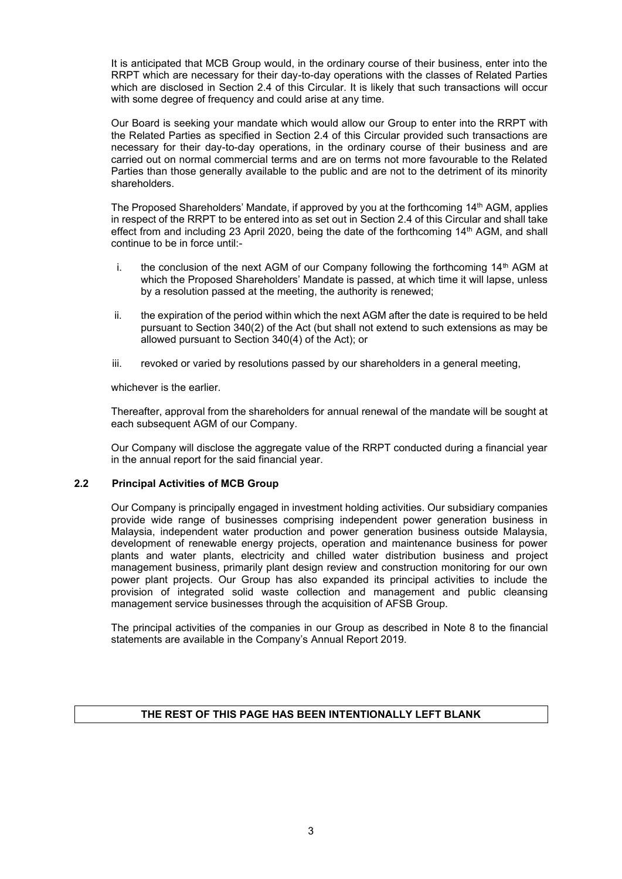It is anticipated that MCB Group would, in the ordinary course of their business, enter into the RRPT which are necessary for their day-to-day operations with the classes of Related Parties which are disclosed in Section 2.4 of this Circular. It is likely that such transactions will occur with some degree of frequency and could arise at any time.

Our Board is seeking your mandate which would allow our Group to enter into the RRPT with the Related Parties as specified in Section 2.4 of this Circular provided such transactions are necessary for their day-to-day operations, in the ordinary course of their business and are carried out on normal commercial terms and are on terms not more favourable to the Related Parties than those generally available to the public and are not to the detriment of its minority shareholders.

The Proposed Shareholders' Mandate, if approved by you at the forthcoming 14th AGM, applies in respect of the RRPT to be entered into as set out in Section 2.4 of this Circular and shall take effect from and including 23 April 2020, being the date of the forthcoming 14th AGM, and shall continue to be in force until:-

i. the conclusion of the next AGM of our Company following the forthcoming 14th AGM at which the Proposed Shareholders' Mandate is passed, at which time it will lapse, unless by a resolution passed at the meeting, the authority is renewed;

ii. the expiration of the period within which the next AGM after the date is required to be held pursuant to Section 340(2) of the Act (but shall not extend to such extensions as may be allowed pursuant to Section 340(4) of the Act); or

iii. revoked or varied by resolutions passed by our shareholders in a general meeting,

whichever is the earlier.

Thereafter, approval from the shareholders for annual renewal of the mandate will be sought at each subsequent AGM of our Company.

Our Company will disclose the aggregate value of the RRPT conducted during a financial year in the annual report for the said financial year.

### 2.2 Principal Activities of MCB Group

Our Company is principally engaged in investment holding activities. Our subsidiary companies provide wide range of businesses comprising independent power generation business in Malaysia, independent water production and power generation business outside Malaysia, development of renewable energy projects, operation and maintenance business for power plants and water plants, electricity and chilled water distribution business and project management business, primarily plant design review and construction monitoring for our own power plant projects. Our Group has also expanded its principal activities to include the provision of integrated solid waste collection and management and public cleansing management service businesses through the acquisition of AFSB Group.

The principal activities of the companies in our Group as described in Note 8 to the financial statements are available in the Company's Annual Report 2019.

**THE REST OF THIS PAGE HAS BEEN INTENTIONALLY LEFT BLANK**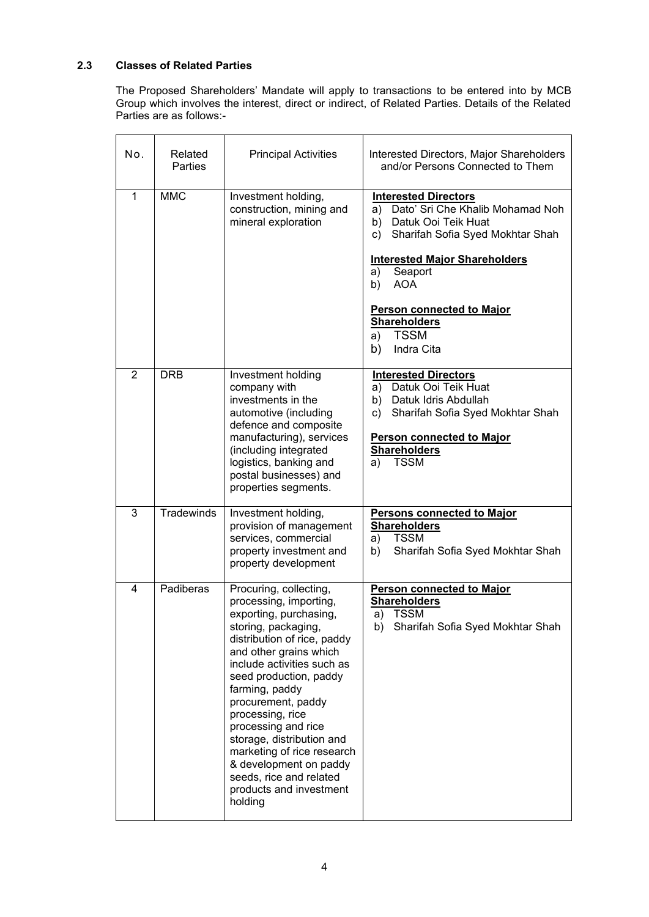### 2.3 Classes of Related Parties

The Proposed Shareholders' Mandate will apply to transactions to be entered into by MCB Group which involves the interest, direct or indirect, of Related Parties. Details of the Related Parties are as follows:-

| No. | Related Parties | Principal Activities | Interested Directors, Major Shareholders and/or Persons Connected to Them |
|---|---|---|---|
| 1 | MMC | Investment holding, construction, mining and mineral exploration | **Interested Directors**<br>a) Dato' Sri Che Khalib Mohamad Noh<br>b) Datuk Ooi Teik Huat<br>c) Sharifah Sofia Syed Mokhtar Shah<br><br>**Interested Major Shareholders**<br>a) Seaport<br>b) AOA<br><br>**Person connected to Major Shareholders**<br>a) TSSM<br>b) Indra Cita |
| 2 | DRB | Investment holding company with investments in the automotive (including defence and composite manufacturing), services (including integrated logistics, banking and postal businesses) and properties segments. | **Interested Directors**<br>a) Datuk Ooi Teik Huat<br>b) Datuk Idris Abdullah<br>c) Sharifah Sofia Syed Mokhtar Shah<br><br>**Person connected to Major Shareholders**<br>a) TSSM |
| 3 | Tradewinds | Investment holding, provision of management services, commercial property investment and property development | **Persons connected to Major Shareholders**<br>a) TSSM<br>b) Sharifah Sofia Syed Mokhtar Shah |
| 4 | Padiberas | Procuring, collecting, processing, importing, exporting, purchasing, storing, packaging, distribution of rice, paddy and other grains which include activities such as seed production, paddy farming, paddy procurement, paddy processing, rice processing and rice storage, distribution and marketing of rice research & development on paddy seeds, rice and related products and investment holding | **Person connected to Major Shareholders**<br>a) TSSM<br>b) Sharifah Sofia Syed Mokhtar Shah |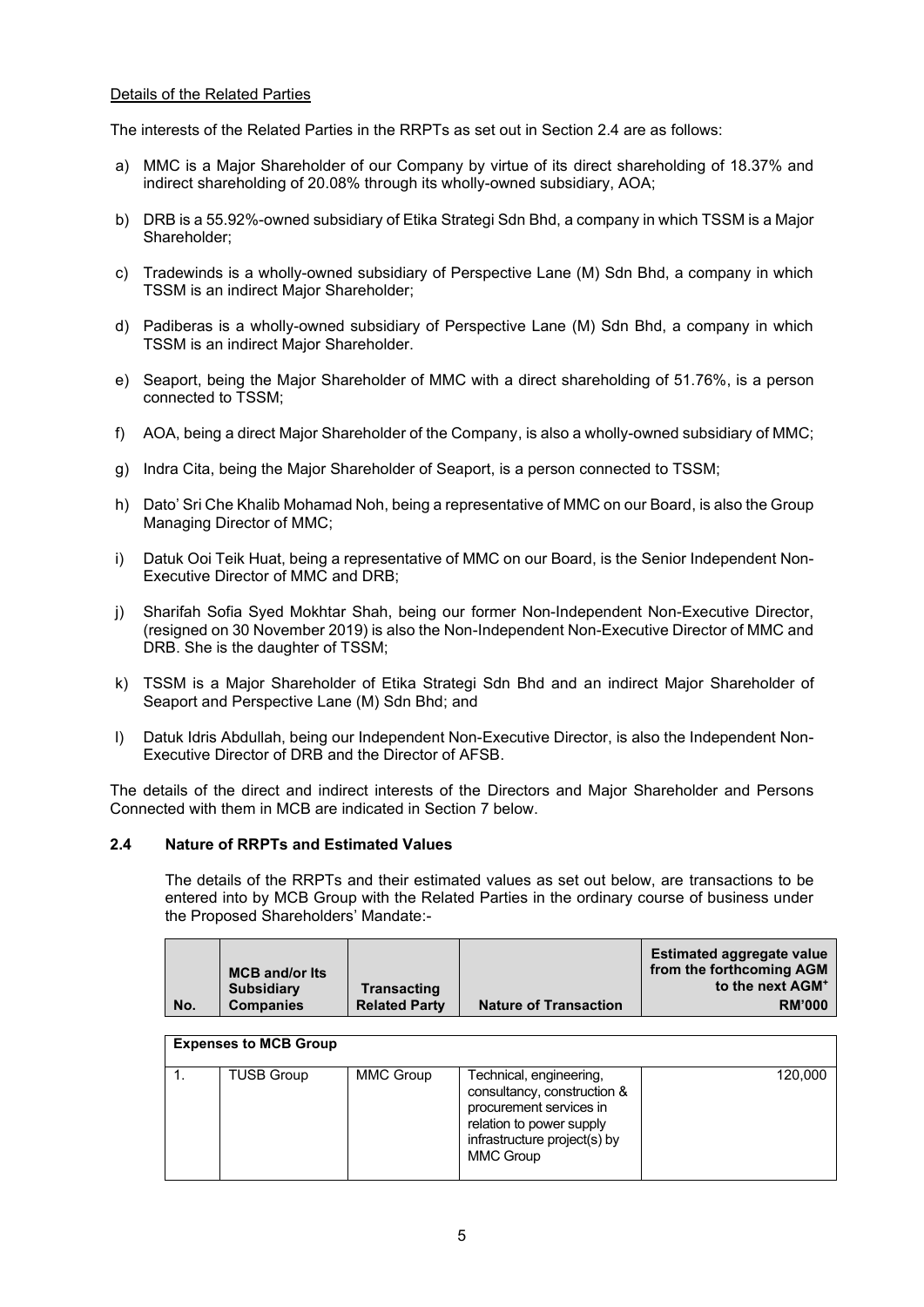Details of the Related Parties

The interests of the Related Parties in the RRPTs as set out in Section 2.4 are as follows:

a) MMC is a Major Shareholder of our Company by virtue of its direct shareholding of 18.37% and indirect shareholding of 20.08% through its wholly-owned subsidiary, AOA;

b) DRB is a 55.92%-owned subsidiary of Etika Strategi Sdn Bhd, a company in which TSSM is a Major Shareholder;

c) Tradewinds is a wholly-owned subsidiary of Perspective Lane (M) Sdn Bhd, a company in which TSSM is an indirect Major Shareholder;

d) Padiberas is a wholly-owned subsidiary of Perspective Lane (M) Sdn Bhd, a company in which TSSM is an indirect Major Shareholder.

e) Seaport, being the Major Shareholder of MMC with a direct shareholding of 51.76%, is a person connected to TSSM;

f) AOA, being a direct Major Shareholder of the Company, is also a wholly-owned subsidiary of MMC;

g) Indra Cita, being the Major Shareholder of Seaport, is a person connected to TSSM;

h) Dato' Sri Che Khalib Mohamad Noh, being a representative of MMC on our Board, is also the Group Managing Director of MMC;

i) Datuk Ooi Teik Huat, being a representative of MMC on our Board, is the Senior Independent Non-Executive Director of MMC and DRB;

j) Sharifah Sofia Syed Mokhtar Shah, being our former Non-Independent Non-Executive Director, (resigned on 30 November 2019) is also the Non-Independent Non-Executive Director of MMC and DRB. She is the daughter of TSSM;

k) TSSM is a Major Shareholder of Etika Strategi Sdn Bhd and an indirect Major Shareholder of Seaport and Perspective Lane (M) Sdn Bhd; and

l) Datuk Idris Abdullah, being our Independent Non-Executive Director, is also the Independent Non-Executive Director of DRB and the Director of AFSB.

The details of the direct and indirect interests of the Directors and Major Shareholder and Persons Connected with them in MCB are indicated in Section 7 below.

### 2.4 Nature of RRPTs and Estimated Values

The details of the RRPTs and their estimated values as set out below, are transactions to be entered into by MCB Group with the Related Parties in the ordinary course of business under the Proposed Shareholders' Mandate:-

| No. | MCB and/or Its Subsidiary Companies | Transacting Related Party | Nature of Transaction | Estimated aggregate value from the forthcoming AGM to the next AGM[+] RM'000 |
|---|---|---|---|---|
| **Expenses to MCB Group** | | | | |
| 1. | TUSB Group | MMC Group | Technical, engineering, consultancy, construction & procurement services in relation to power supply infrastructure project(s) by MMC Group | 120,000 |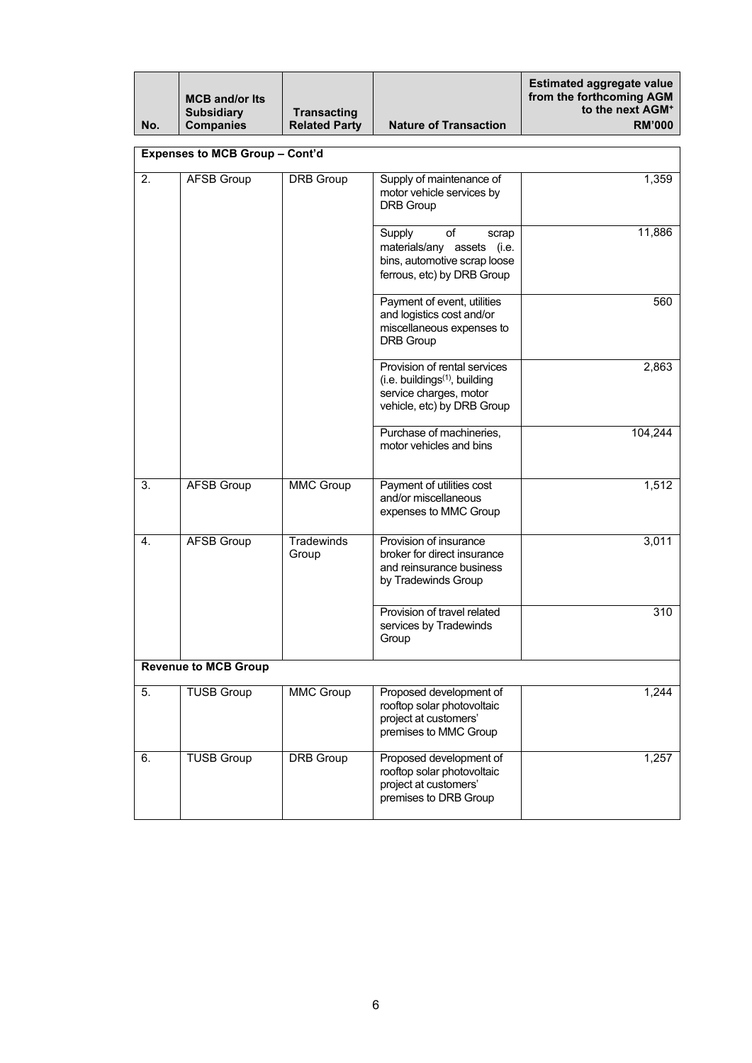| No. | MCB and/or Its Subsidiary Companies | Transacting Related Party | Nature of Transaction | Estimated aggregate value from the forthcoming AGM to the next AGM[+] RM'000 |
|---|---|---|---|---|
| **Expenses to MCB Group – Cont'd** | | | | |
| 2. | AFSB Group | DRB Group | Supply of maintenance of motor vehicle services by DRB Group | 1,359 |
| | | | Supply of scrap materials/any assets (i.e. bins, automotive scrap loose ferrous, etc) by DRB Group | 11,886 |
| | | | Payment of event, utilities and logistics cost and/or miscellaneous expenses to DRB Group | 560 |
| | | | Provision of rental services (i.e. buildings[(1)], building service charges, motor vehicle, etc) by DRB Group | 2,863 |
| | | | Purchase of machineries, motor vehicles and bins | 104,244 |
| 3. | AFSB Group | MMC Group | Payment of utilities cost and/or miscellaneous expenses to MMC Group | 1,512 |
| 4. | AFSB Group | Tradewinds Group | Provision of insurance broker for direct insurance and reinsurance business by Tradewinds Group | 3,011 |
| | | | Provision of travel related services by Tradewinds Group | 310 |
| **Revenue to MCB Group** | | | | |
| 5. | TUSB Group | MMC Group | Proposed development of rooftop solar photovoltaic project at customers' premises to MMC Group | 1,244 |
| 6. | TUSB Group | DRB Group | Proposed development of rooftop solar photovoltaic project at customers' premises to DRB Group | 1,257 |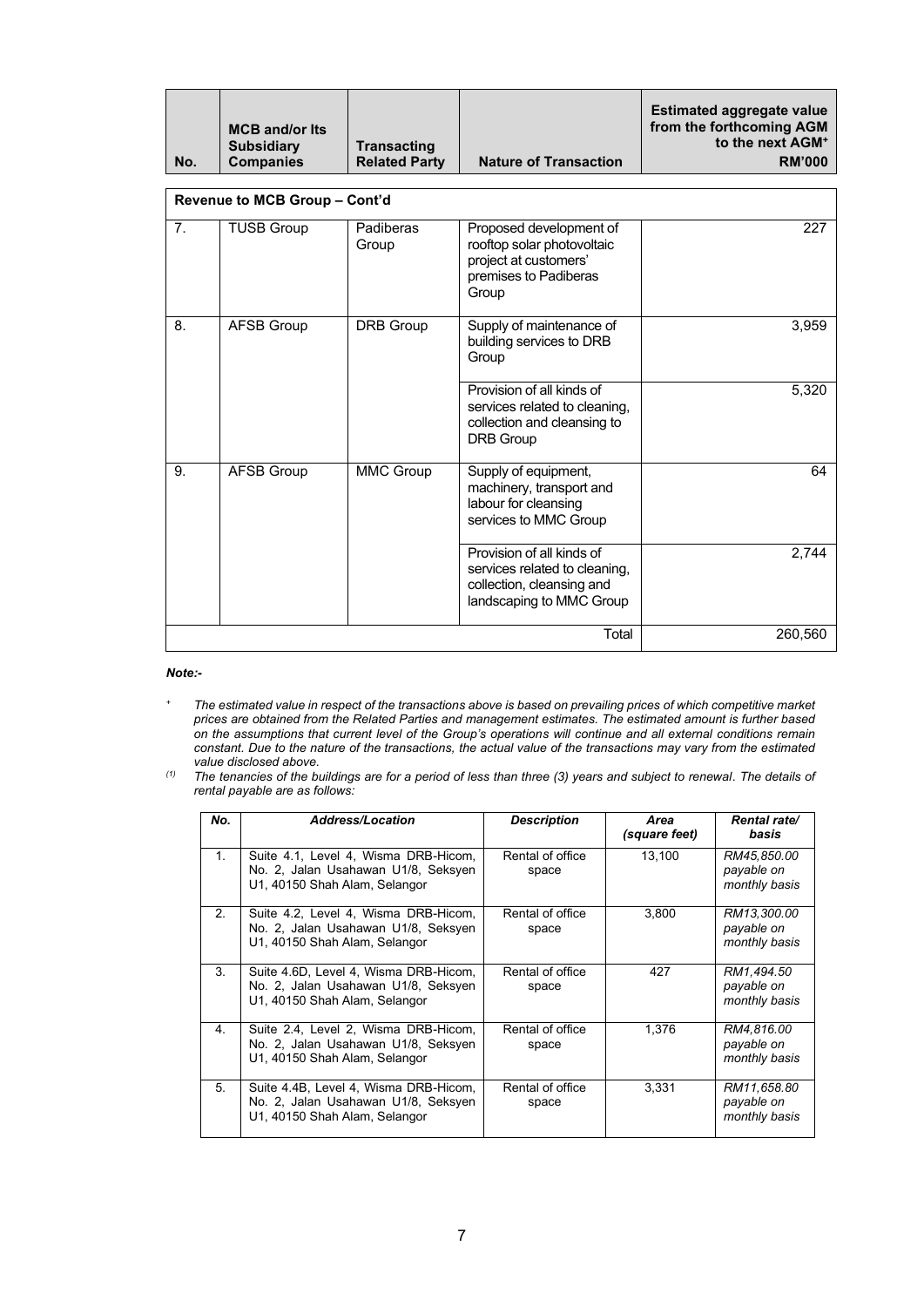| No. | MCB and/or Its Subsidiary Companies | Transacting Related Party | Nature of Transaction | Estimated aggregate value from the forthcoming AGM to the next AGM+ RM'000 |
|---|---|---|---|---|
| **Revenue to MCB Group – Cont'd** | | | | |
| 7. | TUSB Group | Padiberas Group | Proposed development of rooftop solar photovoltaic project at customers' premises to Padiberas Group | 227 |
| 8. | AFSB Group | DRB Group | Supply of maintenance of building services to DRB Group | 3,959 |
| | | | Provision of all kinds of services related to cleaning, collection and cleansing to DRB Group | 5,320 |
| 9. | AFSB Group | MMC Group | Supply of equipment, machinery, transport and labour for cleansing services to MMC Group | 64 |
| | | | Provision of all kinds of services related to cleaning, collection, cleansing and landscaping to MMC Group | 2,744 |
| | | | Total | 260,560 |

***Note:-***

\+ *The estimated value in respect of the transactions above is based on prevailing prices of which competitive market prices are obtained from the Related Parties and management estimates. The estimated amount is further based on the assumptions that current level of the Group's operations will continue and all external conditions remain constant. Due to the nature of the transactions, the actual value of the transactions may vary from the estimated value disclosed above.*

(1) *The tenancies of the buildings are for a period of less than three (3) years and subject to renewal. The details of rental payable are as follows:*

| *No.* | *Address/Location* | *Description* | *Area (square feet)* | *Rental rate/ basis* |
|---|---|---|---|---|
| 1. | Suite 4.1, Level 4, Wisma DRB-Hicom, No. 2, Jalan Usahawan U1/8, Seksyen U1, 40150 Shah Alam, Selangor | Rental of office space | 13,100 | *RM45,850.00 payable on monthly basis* |
| 2. | Suite 4.2, Level 4, Wisma DRB-Hicom, No. 2, Jalan Usahawan U1/8, Seksyen U1, 40150 Shah Alam, Selangor | Rental of office space | 3,800 | *RM13,300.00 payable on monthly basis* |
| 3. | Suite 4.6D, Level 4, Wisma DRB-Hicom, No. 2, Jalan Usahawan U1/8, Seksyen U1, 40150 Shah Alam, Selangor | Rental of office space | 427 | *RM1,494.50 payable on monthly basis* |
| 4. | Suite 2.4, Level 2, Wisma DRB-Hicom, No. 2, Jalan Usahawan U1/8, Seksyen U1, 40150 Shah Alam, Selangor | Rental of office space | 1,376 | *RM4,816.00 payable on monthly basis* |
| 5. | Suite 4.4B, Level 4, Wisma DRB-Hicom, No. 2, Jalan Usahawan U1/8, Seksyen U1, 40150 Shah Alam, Selangor | Rental of office space | 3,331 | *RM11,658.80 payable on monthly basis* |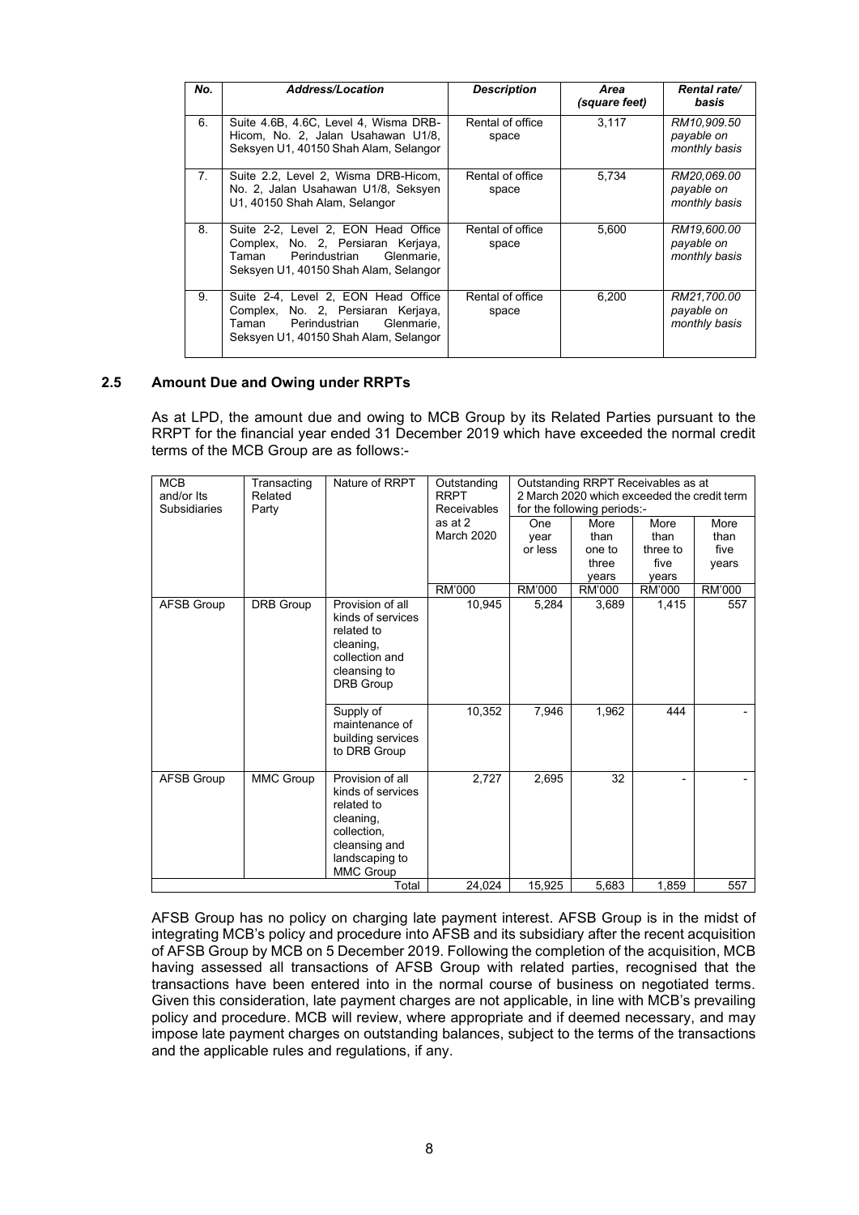| No. | Address/Location | Description | Area (square feet) | Rental rate/ basis |
|---|---|---|---|---|
| 6. | Suite 4.6B, 4.6C, Level 4, Wisma DRB-Hicom, No. 2, Jalan Usahawan U1/8, Seksyen U1, 40150 Shah Alam, Selangor | Rental of office space | 3,117 | *RM10,909.50 payable on monthly basis* |
| 7. | Suite 2.2, Level 2, Wisma DRB-Hicom, No. 2, Jalan Usahawan U1/8, Seksyen U1, 40150 Shah Alam, Selangor | Rental of office space | 5,734 | *RM20,069.00 payable on monthly basis* |
| 8. | Suite 2-2, Level 2, EON Head Office Complex, No. 2, Persiaran Kerjaya, Taman Perindustrian Glenmarie, Seksyen U1, 40150 Shah Alam, Selangor | Rental of office space | 5,600 | *RM19,600.00 payable on monthly basis* |
| 9. | Suite 2-4, Level 2, EON Head Office Complex, No. 2, Persiaran Kerjaya, Taman Perindustrian Glenmarie, Seksyen U1, 40150 Shah Alam, Selangor | Rental of office space | 6,200 | *RM21,700.00 payable on monthly basis* |

### 2.5 Amount Due and Owing under RRPTs

As at LPD, the amount due and owing to MCB Group by its Related Parties pursuant to the RRPT for the financial year ended 31 December 2019 which have exceeded the normal credit terms of the MCB Group are as follows:-

| MCB and/or Its Subsidiaries | Transacting Related Party | Nature of RRPT | Outstanding RRPT Receivables as at 2 March 2020 | Outstanding RRPT Receivables as at 2 March 2020 which exceeded the credit term for the following periods:- | | | |
|---|---|---|---|---|---|---|---|
| | | | | One year or less | More than one to three years | More than three to five years | More than five years |
| | | | RM'000 | RM'000 | RM'000 | RM'000 | RM'000 |
| AFSB Group | DRB Group | Provision of all kinds of services related to cleaning, collection and cleansing to DRB Group | 10,945 | 5,284 | 3,689 | 1,415 | 557 |
| | | Supply of maintenance of building services to DRB Group | 10,352 | 7,946 | 1,962 | 444 | - |
| AFSB Group | MMC Group | Provision of all kinds of services related to cleaning, collection, cleansing and landscaping to MMC Group | 2,727 | 2,695 | 32 | - | - |
| | | Total | 24,024 | 15,925 | 5,683 | 1,859 | 557 |

AFSB Group has no policy on charging late payment interest. AFSB Group is in the midst of integrating MCB's policy and procedure into AFSB and its subsidiary after the recent acquisition of AFSB Group by MCB on 5 December 2019. Following the completion of the acquisition, MCB having assessed all transactions of AFSB Group with related parties, recognised that the transactions have been entered into in the normal course of business on negotiated terms. Given this consideration, late payment charges are not applicable, in line with MCB's prevailing policy and procedure. MCB will review, where appropriate and if deemed necessary, and may impose late payment charges on outstanding balances, subject to the terms of the transactions and the applicable rules and regulations, if any.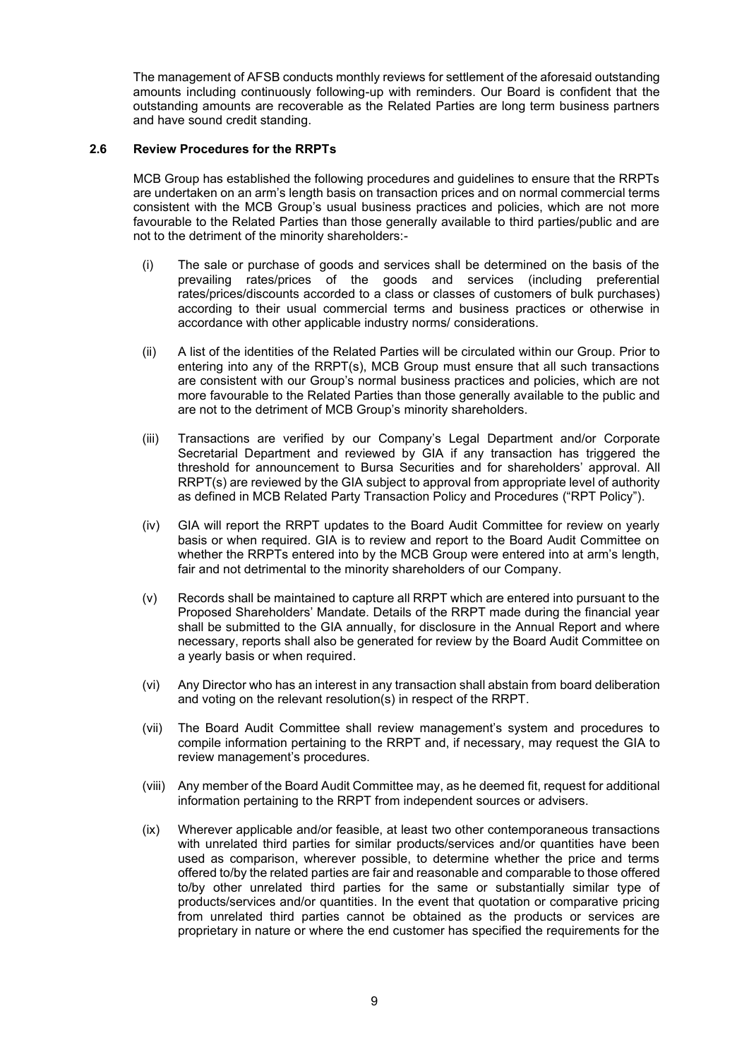The management of AFSB conducts monthly reviews for settlement of the aforesaid outstanding amounts including continuously following-up with reminders. Our Board is confident that the outstanding amounts are recoverable as the Related Parties are long term business partners and have sound credit standing.

### 2.6 Review Procedures for the RRPTs

MCB Group has established the following procedures and guidelines to ensure that the RRPTs are undertaken on an arm's length basis on transaction prices and on normal commercial terms consistent with the MCB Group's usual business practices and policies, which are not more favourable to the Related Parties than those generally available to third parties/public and are not to the detriment of the minority shareholders:-

(i) The sale or purchase of goods and services shall be determined on the basis of the prevailing rates/prices of the goods and services (including preferential rates/prices/discounts accorded to a class or classes of customers of bulk purchases) according to their usual commercial terms and business practices or otherwise in accordance with other applicable industry norms/ considerations.

(ii) A list of the identities of the Related Parties will be circulated within our Group. Prior to entering into any of the RRPT(s), MCB Group must ensure that all such transactions are consistent with our Group's normal business practices and policies, which are not more favourable to the Related Parties than those generally available to the public and are not to the detriment of MCB Group's minority shareholders.

(iii) Transactions are verified by our Company's Legal Department and/or Corporate Secretarial Department and reviewed by GIA if any transaction has triggered the threshold for announcement to Bursa Securities and for shareholders' approval. All RRPT(s) are reviewed by the GIA subject to approval from appropriate level of authority as defined in MCB Related Party Transaction Policy and Procedures ("RPT Policy").

(iv) GIA will report the RRPT updates to the Board Audit Committee for review on yearly basis or when required. GIA is to review and report to the Board Audit Committee on whether the RRPTs entered into by the MCB Group were entered into at arm's length, fair and not detrimental to the minority shareholders of our Company.

(v) Records shall be maintained to capture all RRPT which are entered into pursuant to the Proposed Shareholders' Mandate. Details of the RRPT made during the financial year shall be submitted to the GIA annually, for disclosure in the Annual Report and where necessary, reports shall also be generated for review by the Board Audit Committee on a yearly basis or when required.

(vi) Any Director who has an interest in any transaction shall abstain from board deliberation and voting on the relevant resolution(s) in respect of the RRPT.

(vii) The Board Audit Committee shall review management's system and procedures to compile information pertaining to the RRPT and, if necessary, may request the GIA to review management's procedures.

(viii) Any member of the Board Audit Committee may, as he deemed fit, request for additional information pertaining to the RRPT from independent sources or advisers.

(ix) Wherever applicable and/or feasible, at least two other contemporaneous transactions with unrelated third parties for similar products/services and/or quantities have been used as comparison, wherever possible, to determine whether the price and terms offered to/by the related parties are fair and reasonable and comparable to those offered to/by other unrelated third parties for the same or substantially similar type of products/services and/or quantities. In the event that quotation or comparative pricing from unrelated third parties cannot be obtained as the products or services are proprietary in nature or where the end customer has specified the requirements for the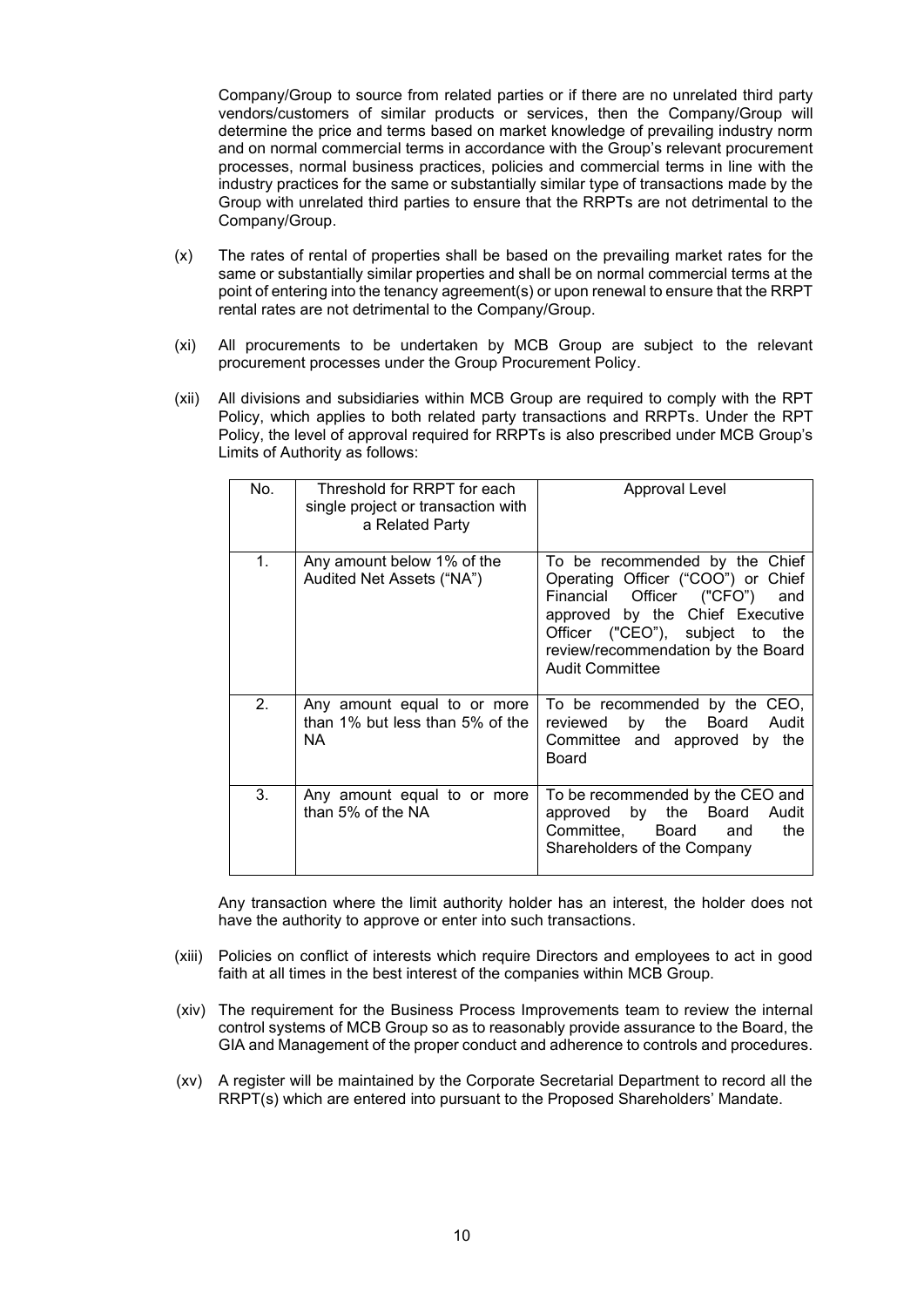Company/Group to source from related parties or if there are no unrelated third party vendors/customers of similar products or services, then the Company/Group will determine the price and terms based on market knowledge of prevailing industry norm and on normal commercial terms in accordance with the Group's relevant procurement processes, normal business practices, policies and commercial terms in line with the industry practices for the same or substantially similar type of transactions made by the Group with unrelated third parties to ensure that the RRPTs are not detrimental to the Company/Group.

(x) The rates of rental of properties shall be based on the prevailing market rates for the same or substantially similar properties and shall be on normal commercial terms at the point of entering into the tenancy agreement(s) or upon renewal to ensure that the RRPT rental rates are not detrimental to the Company/Group.

(xi) All procurements to be undertaken by MCB Group are subject to the relevant procurement processes under the Group Procurement Policy.

(xii) All divisions and subsidiaries within MCB Group are required to comply with the RPT Policy, which applies to both related party transactions and RRPTs. Under the RPT Policy, the level of approval required for RRPTs is also prescribed under MCB Group's Limits of Authority as follows:

| No. | Threshold for RRPT for each single project or transaction with a Related Party | Approval Level |
|---|---|---|
| 1. | Any amount below 1% of the Audited Net Assets ("NA") | To be recommended by the Chief Operating Officer ("COO") or Chief Financial Officer ("CFO") and approved by the Chief Executive Officer ("CEO"), subject to the review/recommendation by the Board Audit Committee |
| 2. | Any amount equal to or more than 1% but less than 5% of the NA | To be recommended by the CEO, reviewed by the Board Audit Committee and approved by the Board |
| 3. | Any amount equal to or more than 5% of the NA | To be recommended by the CEO and approved by the Board Audit Committee, Board and the Shareholders of the Company |

Any transaction where the limit authority holder has an interest, the holder does not have the authority to approve or enter into such transactions.

(xiii) Policies on conflict of interests which require Directors and employees to act in good faith at all times in the best interest of the companies within MCB Group.

(xiv) The requirement for the Business Process Improvements team to review the internal control systems of MCB Group so as to reasonably provide assurance to the Board, the GIA and Management of the proper conduct and adherence to controls and procedures.

(xv) A register will be maintained by the Corporate Secretarial Department to record all the RRPT(s) which are entered into pursuant to the Proposed Shareholders' Mandate.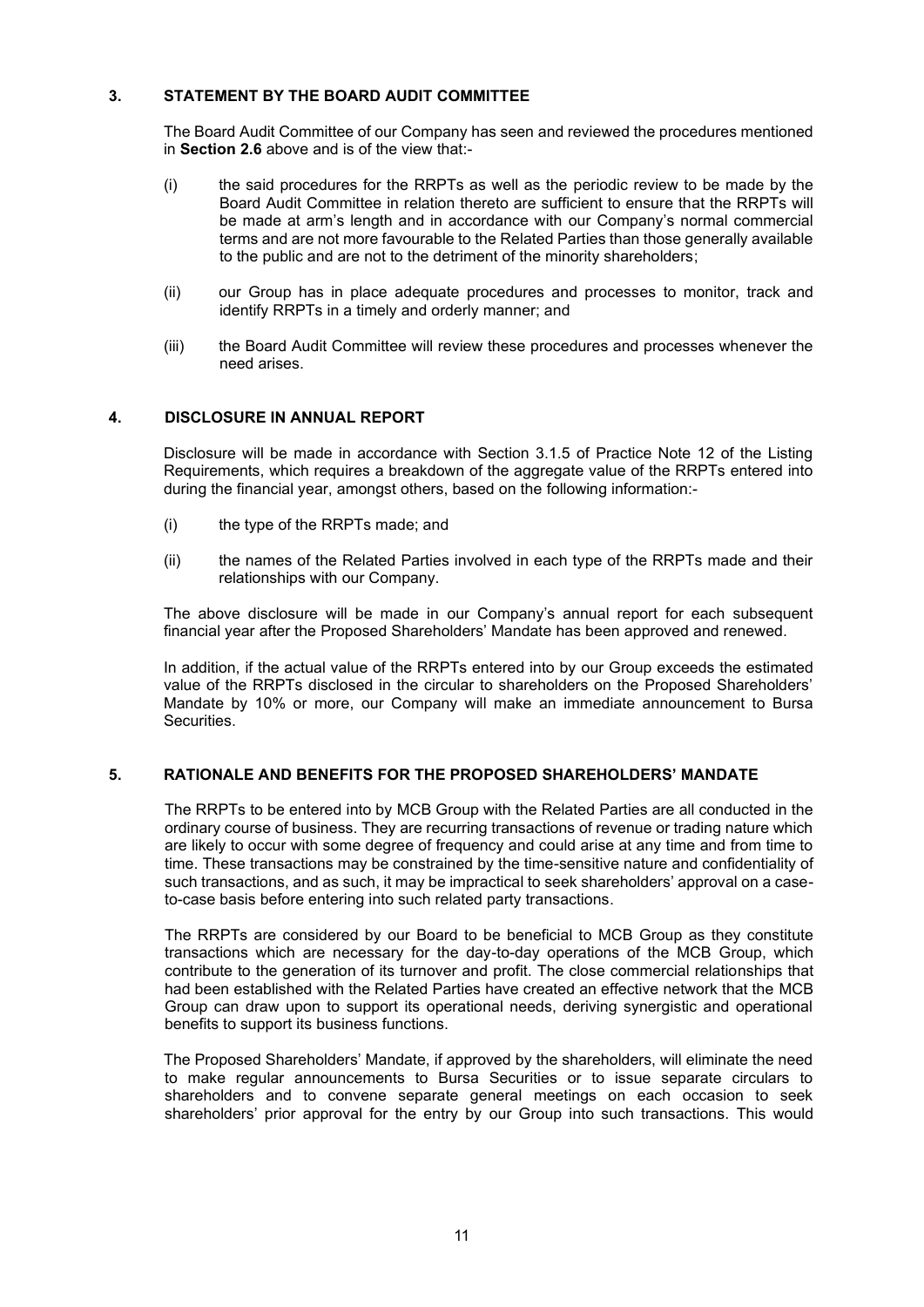## 3. STATEMENT BY THE BOARD AUDIT COMMITTEE

The Board Audit Committee of our Company has seen and reviewed the procedures mentioned in **Section 2.6** above and is of the view that:-

(i) the said procedures for the RRPTs as well as the periodic review to be made by the Board Audit Committee in relation thereto are sufficient to ensure that the RRPTs will be made at arm's length and in accordance with our Company's normal commercial terms and are not more favourable to the Related Parties than those generally available to the public and are not to the detriment of the minority shareholders;

(ii) our Group has in place adequate procedures and processes to monitor, track and identify RRPTs in a timely and orderly manner; and

(iii) the Board Audit Committee will review these procedures and processes whenever the need arises.

## 4. DISCLOSURE IN ANNUAL REPORT

Disclosure will be made in accordance with Section 3.1.5 of Practice Note 12 of the Listing Requirements, which requires a breakdown of the aggregate value of the RRPTs entered into during the financial year, amongst others, based on the following information:-

(i) the type of the RRPTs made; and

(ii) the names of the Related Parties involved in each type of the RRPTs made and their relationships with our Company.

The above disclosure will be made in our Company's annual report for each subsequent financial year after the Proposed Shareholders' Mandate has been approved and renewed.

In addition, if the actual value of the RRPTs entered into by our Group exceeds the estimated value of the RRPTs disclosed in the circular to shareholders on the Proposed Shareholders' Mandate by 10% or more, our Company will make an immediate announcement to Bursa Securities.

## 5. RATIONALE AND BENEFITS FOR THE PROPOSED SHAREHOLDERS' MANDATE

The RRPTs to be entered into by MCB Group with the Related Parties are all conducted in the ordinary course of business. They are recurring transactions of revenue or trading nature which are likely to occur with some degree of frequency and could arise at any time and from time to time. These transactions may be constrained by the time-sensitive nature and confidentiality of such transactions, and as such, it may be impractical to seek shareholders' approval on a case-to-case basis before entering into such related party transactions.

The RRPTs are considered by our Board to be beneficial to MCB Group as they constitute transactions which are necessary for the day-to-day operations of the MCB Group, which contribute to the generation of its turnover and profit. The close commercial relationships that had been established with the Related Parties have created an effective network that the MCB Group can draw upon to support its operational needs, deriving synergistic and operational benefits to support its business functions.

The Proposed Shareholders' Mandate, if approved by the shareholders, will eliminate the need to make regular announcements to Bursa Securities or to issue separate circulars to shareholders and to convene separate general meetings on each occasion to seek shareholders' prior approval for the entry by our Group into such transactions. This would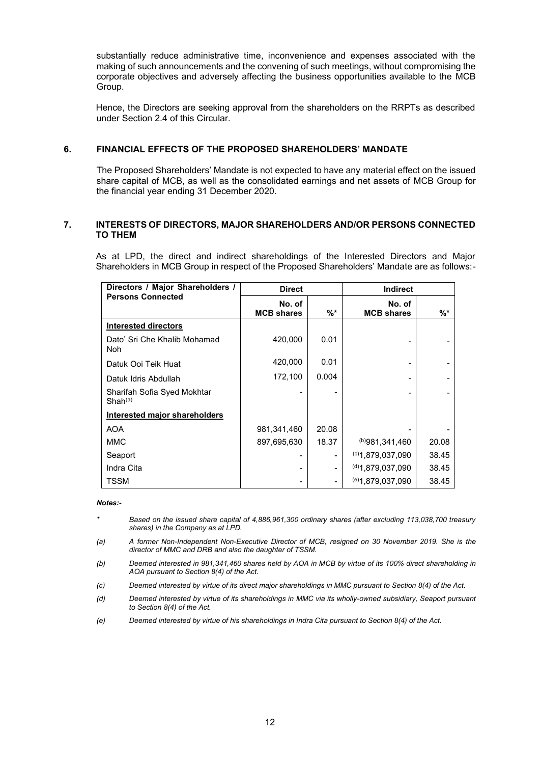substantially reduce administrative time, inconvenience and expenses associated with the making of such announcements and the convening of such meetings, without compromising the corporate objectives and adversely affecting the business opportunities available to the MCB Group.

Hence, the Directors are seeking approval from the shareholders on the RRPTs as described under Section 2.4 of this Circular.

## 6. FINANCIAL EFFECTS OF THE PROPOSED SHAREHOLDERS' MANDATE

The Proposed Shareholders' Mandate is not expected to have any material effect on the issued share capital of MCB, as well as the consolidated earnings and net assets of MCB Group for the financial year ending 31 December 2020.

## 7. INTERESTS OF DIRECTORS, MAJOR SHAREHOLDERS AND/OR PERSONS CONNECTED TO THEM

As at LPD, the direct and indirect shareholdings of the Interested Directors and Major Shareholders in MCB Group in respect of the Proposed Shareholders' Mandate are as follows:-

| Directors / Major Shareholders / Persons Connected | Direct | | Indirect | |
|---|---|---|---|---|
| | No. of MCB shares | %* | No. of MCB shares | %* |
| **Interested directors** | | | | |
| Dato' Sri Che Khalib Mohamad Noh | 420,000 | 0.01 | - | - |
| Datuk Ooi Teik Huat | 420,000 | 0.01 | - | - |
| Datuk Idris Abdullah | 172,100 | 0.004 | - | - |
| Sharifah Sofia Syed Mokhtar Shah[(a)] | - | - | - | - |
| **Interested major shareholders** | | | | |
| AOA | 981,341,460 | 20.08 | - | - |
| MMC | 897,695,630 | 18.37 | [(b)]981,341,460 | 20.08 |
| Seaport | - | - | [(c)]1,879,037,090 | 38.45 |
| Indra Cita | - | - | [(d)]1,879,037,090 | 38.45 |
| TSSM | - | - | [(e)]1,879,037,090 | 38.45 |

***Notes:-***

\* *Based on the issued share capital of 4,886,961,300 ordinary shares (after excluding 113,038,700 treasury shares) in the Company as at LPD.*

(a) *A former Non-Independent Non-Executive Director of MCB, resigned on 30 November 2019. She is the director of MMC and DRB and also the daughter of TSSM.*

(b) *Deemed interested in 981,341,460 shares held by AOA in MCB by virtue of its 100% direct shareholding in AOA pursuant to Section 8(4) of the Act.*

(c) *Deemed interested by virtue of its direct major shareholdings in MMC pursuant to Section 8(4) of the Act.*

(d) *Deemed interested by virtue of its shareholdings in MMC via its wholly-owned subsidiary, Seaport pursuant to Section 8(4) of the Act.*

(e) *Deemed interested by virtue of his shareholdings in Indra Cita pursuant to Section 8(4) of the Act.*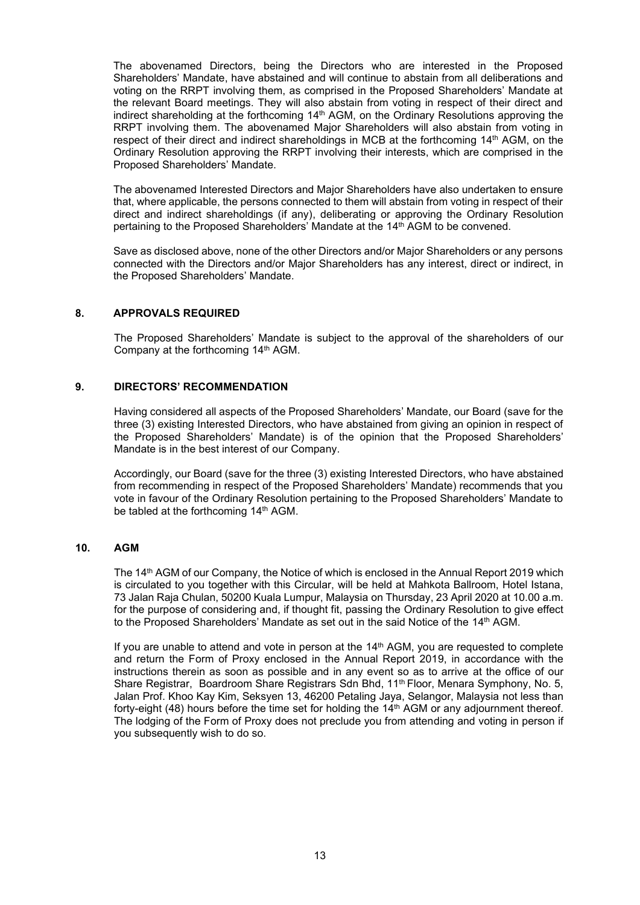The abovenamed Directors, being the Directors who are interested in the Proposed Shareholders' Mandate, have abstained and will continue to abstain from all deliberations and voting on the RRPT involving them, as comprised in the Proposed Shareholders' Mandate at the relevant Board meetings. They will also abstain from voting in respect of their direct and indirect shareholding at the forthcoming 14th AGM, on the Ordinary Resolutions approving the RRPT involving them. The abovenamed Major Shareholders will also abstain from voting in respect of their direct and indirect shareholdings in MCB at the forthcoming 14th AGM, on the Ordinary Resolution approving the RRPT involving their interests, which are comprised in the Proposed Shareholders' Mandate.

The abovenamed Interested Directors and Major Shareholders have also undertaken to ensure that, where applicable, the persons connected to them will abstain from voting in respect of their direct and indirect shareholdings (if any), deliberating or approving the Ordinary Resolution pertaining to the Proposed Shareholders' Mandate at the 14th AGM to be convened.

Save as disclosed above, none of the other Directors and/or Major Shareholders or any persons connected with the Directors and/or Major Shareholders has any interest, direct or indirect, in the Proposed Shareholders' Mandate.

## 8. APPROVALS REQUIRED

The Proposed Shareholders' Mandate is subject to the approval of the shareholders of our Company at the forthcoming 14th AGM.

## 9. DIRECTORS' RECOMMENDATION

Having considered all aspects of the Proposed Shareholders' Mandate, our Board (save for the three (3) existing Interested Directors, who have abstained from giving an opinion in respect of the Proposed Shareholders' Mandate) is of the opinion that the Proposed Shareholders' Mandate is in the best interest of our Company.

Accordingly, our Board (save for the three (3) existing Interested Directors, who have abstained from recommending in respect of the Proposed Shareholders' Mandate) recommends that you vote in favour of the Ordinary Resolution pertaining to the Proposed Shareholders' Mandate to be tabled at the forthcoming 14th AGM.

## 10. AGM

The 14th AGM of our Company, the Notice of which is enclosed in the Annual Report 2019 which is circulated to you together with this Circular, will be held at Mahkota Ballroom, Hotel Istana, 73 Jalan Raja Chulan, 50200 Kuala Lumpur, Malaysia on Thursday, 23 April 2020 at 10.00 a.m. for the purpose of considering and, if thought fit, passing the Ordinary Resolution to give effect to the Proposed Shareholders' Mandate as set out in the said Notice of the 14th AGM.

If you are unable to attend and vote in person at the 14th AGM, you are requested to complete and return the Form of Proxy enclosed in the Annual Report 2019, in accordance with the instructions therein as soon as possible and in any event so as to arrive at the office of our Share Registrar, Boardroom Share Registrars Sdn Bhd, 11th Floor, Menara Symphony, No. 5, Jalan Prof. Khoo Kay Kim, Seksyen 13, 46200 Petaling Jaya, Selangor, Malaysia not less than forty-eight (48) hours before the time set for holding the 14th AGM or any adjournment thereof. The lodging of the Form of Proxy does not preclude you from attending and voting in person if you subsequently wish to do so.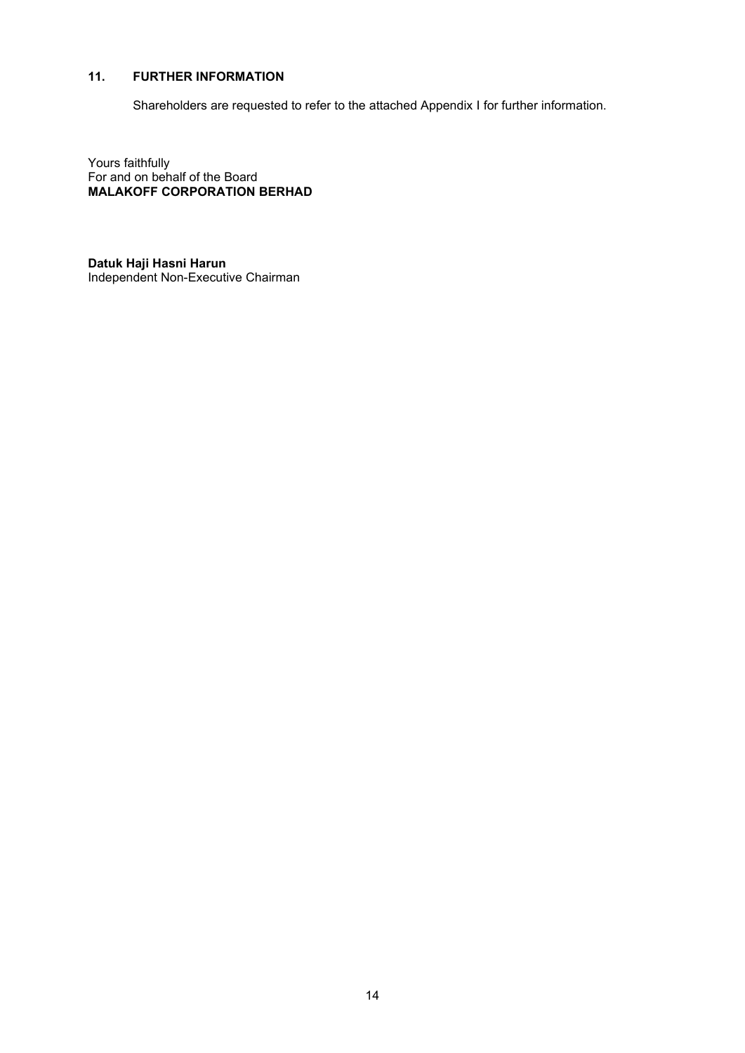## 11. FURTHER INFORMATION

Shareholders are requested to refer to the attached Appendix I for further information.

Yours faithfully
For and on behalf of the Board
**MALAKOFF CORPORATION BERHAD**

**Datuk Haji Hasni Harun**
Independent Non-Executive Chairman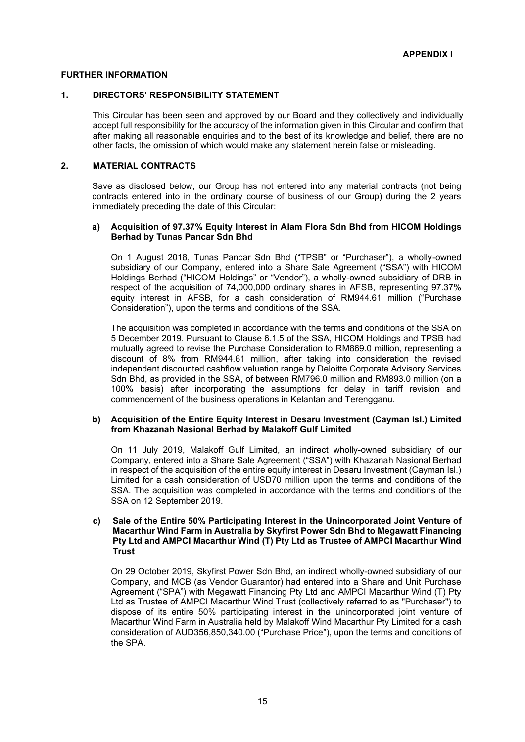**APPENDIX I**

**FURTHER INFORMATION**

## 1. DIRECTORS' RESPONSIBILITY STATEMENT

This Circular has been seen and approved by our Board and they collectively and individually accept full responsibility for the accuracy of the information given in this Circular and confirm that after making all reasonable enquiries and to the best of its knowledge and belief, there are no other facts, the omission of which would make any statement herein false or misleading.

## 2. MATERIAL CONTRACTS

Save as disclosed below, our Group has not entered into any material contracts (not being contracts entered into in the ordinary course of business of our Group) during the 2 years immediately preceding the date of this Circular:

**a) Acquisition of 97.37% Equity Interest in Alam Flora Sdn Bhd from HICOM Holdings Berhad by Tunas Pancar Sdn Bhd**

On 1 August 2018, Tunas Pancar Sdn Bhd ("TPSB" or "Purchaser"), a wholly-owned subsidiary of our Company, entered into a Share Sale Agreement ("SSA") with HICOM Holdings Berhad ("HICOM Holdings" or "Vendor"), a wholly-owned subsidiary of DRB in respect of the acquisition of 74,000,000 ordinary shares in AFSB, representing 97.37% equity interest in AFSB, for a cash consideration of RM944.61 million ("Purchase Consideration"), upon the terms and conditions of the SSA.

The acquisition was completed in accordance with the terms and conditions of the SSA on 5 December 2019. Pursuant to Clause 6.1.5 of the SSA, HICOM Holdings and TPSB had mutually agreed to revise the Purchase Consideration to RM869.0 million, representing a discount of 8% from RM944.61 million, after taking into consideration the revised independent discounted cashflow valuation range by Deloitte Corporate Advisory Services Sdn Bhd, as provided in the SSA, of between RM796.0 million and RM893.0 million (on a 100% basis) after incorporating the assumptions for delay in tariff revision and commencement of the business operations in Kelantan and Terengganu.

**b) Acquisition of the Entire Equity Interest in Desaru Investment (Cayman Isl.) Limited from Khazanah Nasional Berhad by Malakoff Gulf Limited**

On 11 July 2019, Malakoff Gulf Limited, an indirect wholly-owned subsidiary of our Company, entered into a Share Sale Agreement ("SSA") with Khazanah Nasional Berhad in respect of the acquisition of the entire equity interest in Desaru Investment (Cayman Isl.) Limited for a cash consideration of USD70 million upon the terms and conditions of the SSA. The acquisition was completed in accordance with the terms and conditions of the SSA on 12 September 2019.

**c) Sale of the Entire 50% Participating Interest in the Unincorporated Joint Venture of Macarthur Wind Farm in Australia by Skyfirst Power Sdn Bhd to Megawatt Financing Pty Ltd and AMPCI Macarthur Wind (T) Pty Ltd as Trustee of AMPCI Macarthur Wind Trust**

On 29 October 2019, Skyfirst Power Sdn Bhd, an indirect wholly-owned subsidiary of our Company, and MCB (as Vendor Guarantor) had entered into a Share and Unit Purchase Agreement ("SPA") with Megawatt Financing Pty Ltd and AMPCI Macarthur Wind (T) Pty Ltd as Trustee of AMPCI Macarthur Wind Trust (collectively referred to as "Purchaser") to dispose of its entire 50% participating interest in the unincorporated joint venture of Macarthur Wind Farm in Australia held by Malakoff Wind Macarthur Pty Limited for a cash consideration of AUD356,850,340.00 ("Purchase Price"), upon the terms and conditions of the SPA.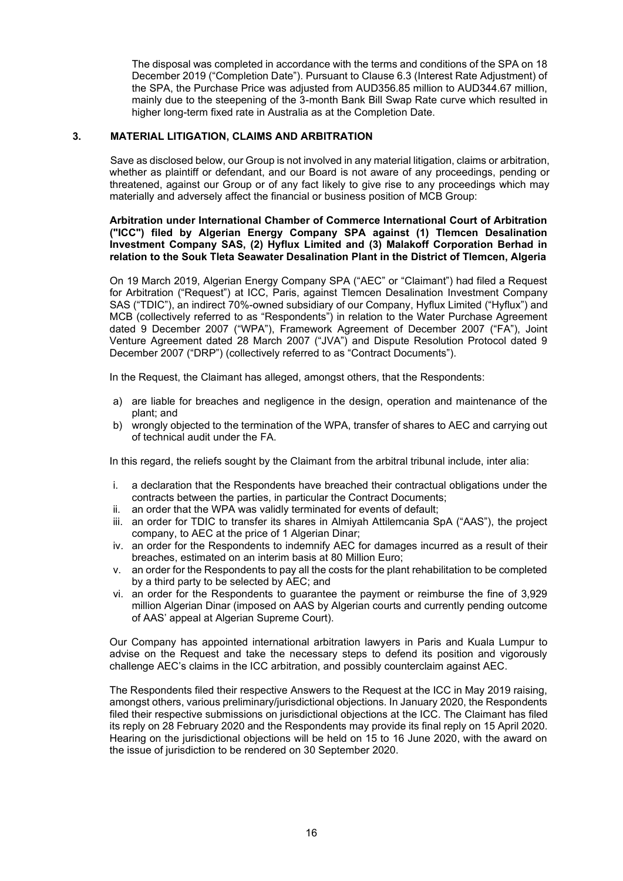The disposal was completed in accordance with the terms and conditions of the SPA on 18 December 2019 ("Completion Date"). Pursuant to Clause 6.3 (Interest Rate Adjustment) of the SPA, the Purchase Price was adjusted from AUD356.85 million to AUD344.67 million, mainly due to the steepening of the 3-month Bank Bill Swap Rate curve which resulted in higher long-term fixed rate in Australia as at the Completion Date.

## 3. MATERIAL LITIGATION, CLAIMS AND ARBITRATION

Save as disclosed below, our Group is not involved in any material litigation, claims or arbitration, whether as plaintiff or defendant, and our Board is not aware of any proceedings, pending or threatened, against our Group or of any fact likely to give rise to any proceedings which may materially and adversely affect the financial or business position of MCB Group:

**Arbitration under International Chamber of Commerce International Court of Arbitration ("ICC") filed by Algerian Energy Company SPA against (1) Tlemcen Desalination Investment Company SAS, (2) Hyflux Limited and (3) Malakoff Corporation Berhad in relation to the Souk Tleta Seawater Desalination Plant in the District of Tlemcen, Algeria**

On 19 March 2019, Algerian Energy Company SPA ("AEC" or "Claimant") had filed a Request for Arbitration ("Request") at ICC, Paris, against Tlemcen Desalination Investment Company SAS ("TDIC"), an indirect 70%-owned subsidiary of our Company, Hyflux Limited ("Hyflux") and MCB (collectively referred to as "Respondents") in relation to the Water Purchase Agreement dated 9 December 2007 ("WPA"), Framework Agreement of December 2007 ("FA"), Joint Venture Agreement dated 28 March 2007 ("JVA") and Dispute Resolution Protocol dated 9 December 2007 ("DRP") (collectively referred to as "Contract Documents").

In the Request, the Claimant has alleged, amongst others, that the Respondents:

a) are liable for breaches and negligence in the design, operation and maintenance of the plant; and
b) wrongly objected to the termination of the WPA, transfer of shares to AEC and carrying out of technical audit under the FA.

In this regard, the reliefs sought by the Claimant from the arbitral tribunal include, inter alia:

i. a declaration that the Respondents have breached their contractual obligations under the contracts between the parties, in particular the Contract Documents;
ii. an order that the WPA was validly terminated for events of default;
iii. an order for TDIC to transfer its shares in Almiyah Attilemcania SpA ("AAS"), the project company, to AEC at the price of 1 Algerian Dinar;
iv. an order for the Respondents to indemnify AEC for damages incurred as a result of their breaches, estimated on an interim basis at 80 Million Euro;
v. an order for the Respondents to pay all the costs for the plant rehabilitation to be completed by a third party to be selected by AEC; and
vi. an order for the Respondents to guarantee the payment or reimburse the fine of 3,929 million Algerian Dinar (imposed on AAS by Algerian courts and currently pending outcome of AAS' appeal at Algerian Supreme Court).

Our Company has appointed international arbitration lawyers in Paris and Kuala Lumpur to advise on the Request and take the necessary steps to defend its position and vigorously challenge AEC's claims in the ICC arbitration, and possibly counterclaim against AEC.

The Respondents filed their respective Answers to the Request at the ICC in May 2019 raising, amongst others, various preliminary/jurisdictional objections. In January 2020, the Respondents filed their respective submissions on jurisdictional objections at the ICC. The Claimant has filed its reply on 28 February 2020 and the Respondents may provide its final reply on 15 April 2020. Hearing on the jurisdictional objections will be held on 15 to 16 June 2020, with the award on the issue of jurisdiction to be rendered on 30 September 2020.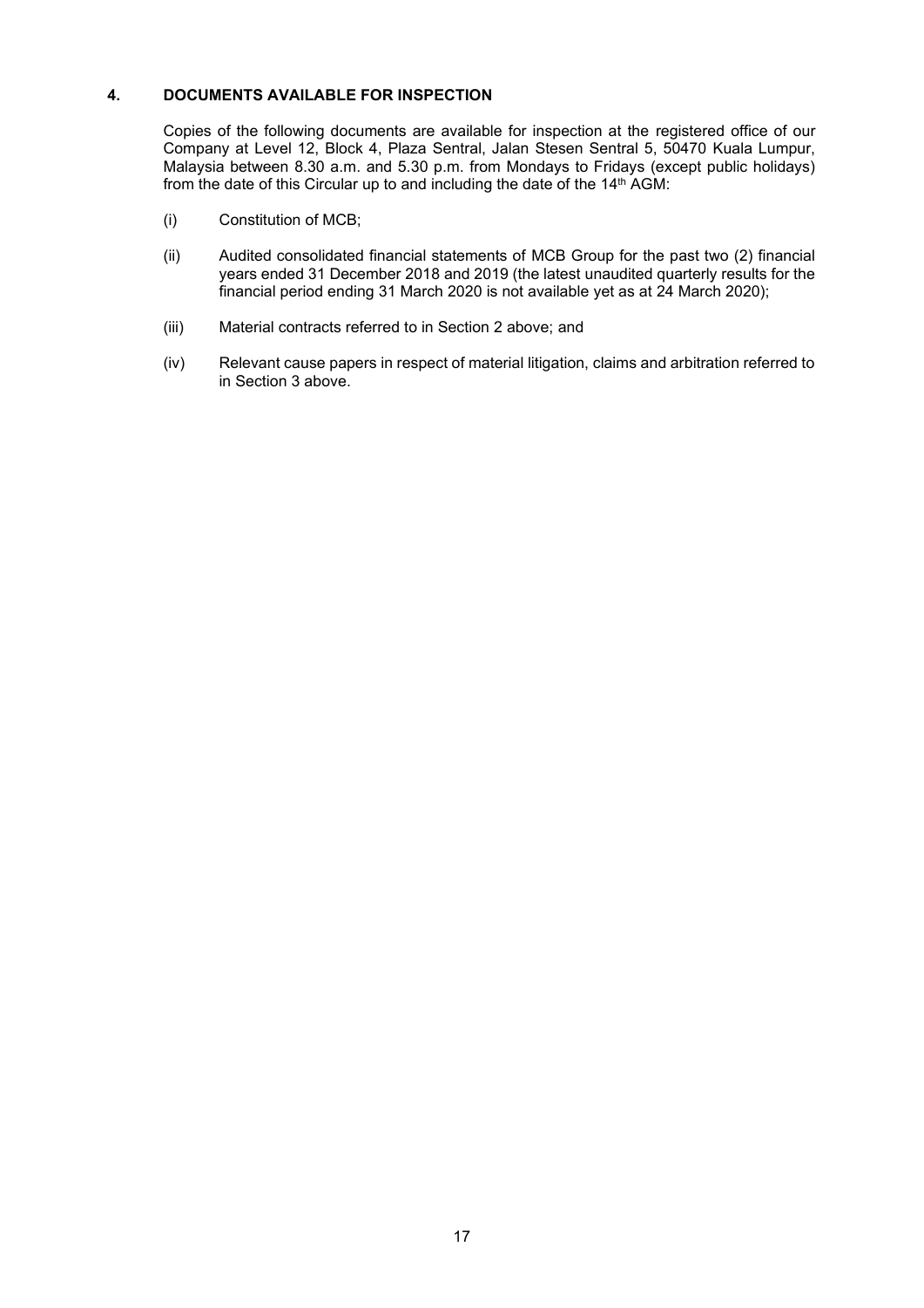## 4. DOCUMENTS AVAILABLE FOR INSPECTION

Copies of the following documents are available for inspection at the registered office of our Company at Level 12, Block 4, Plaza Sentral, Jalan Stesen Sentral 5, 50470 Kuala Lumpur, Malaysia between 8.30 a.m. and 5.30 p.m. from Mondays to Fridays (except public holidays) from the date of this Circular up to and including the date of the 14th AGM:

(i) Constitution of MCB;

(ii) Audited consolidated financial statements of MCB Group for the past two (2) financial years ended 31 December 2018 and 2019 (the latest unaudited quarterly results for the financial period ending 31 March 2020 is not available yet as at 24 March 2020);

(iii) Material contracts referred to in Section 2 above; and

(iv) Relevant cause papers in respect of material litigation, claims and arbitration referred to in Section 3 above.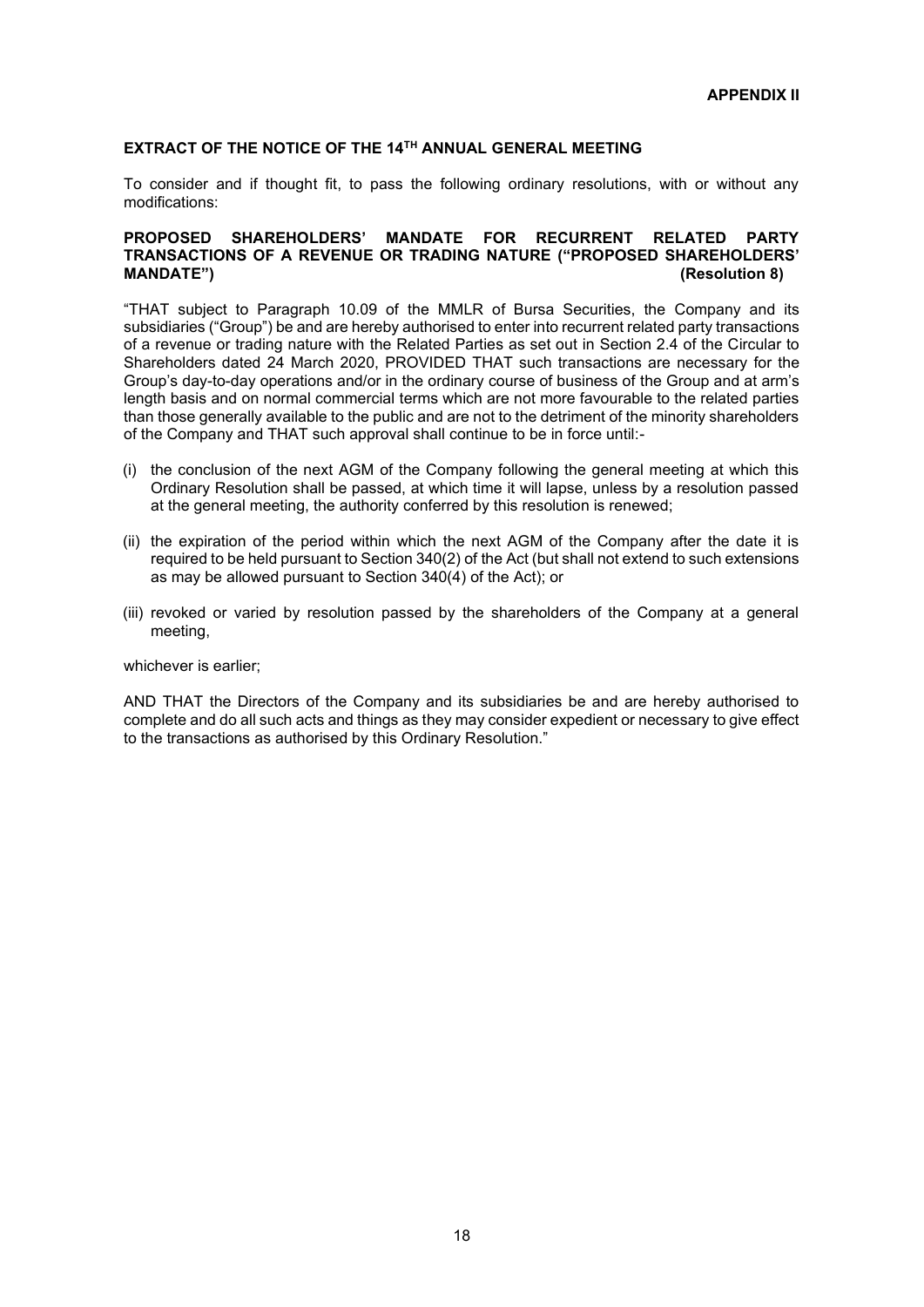**APPENDIX II**

**EXTRACT OF THE NOTICE OF THE 14TH ANNUAL GENERAL MEETING**

To consider and if thought fit, to pass the following ordinary resolutions, with or without any modifications:

**PROPOSED SHAREHOLDERS' MANDATE FOR RECURRENT RELATED PARTY TRANSACTIONS OF A REVENUE OR TRADING NATURE ("PROPOSED SHAREHOLDERS' MANDATE") (Resolution 8)**

"THAT subject to Paragraph 10.09 of the MMLR of Bursa Securities, the Company and its subsidiaries ("Group") be and are hereby authorised to enter into recurrent related party transactions of a revenue or trading nature with the Related Parties as set out in Section 2.4 of the Circular to Shareholders dated 24 March 2020, PROVIDED THAT such transactions are necessary for the Group's day-to-day operations and/or in the ordinary course of business of the Group and at arm's length basis and on normal commercial terms which are not more favourable to the related parties than those generally available to the public and are not to the detriment of the minority shareholders of the Company and THAT such approval shall continue to be in force until:-

(i) the conclusion of the next AGM of the Company following the general meeting at which this Ordinary Resolution shall be passed, at which time it will lapse, unless by a resolution passed at the general meeting, the authority conferred by this resolution is renewed;

(ii) the expiration of the period within which the next AGM of the Company after the date it is required to be held pursuant to Section 340(2) of the Act (but shall not extend to such extensions as may be allowed pursuant to Section 340(4) of the Act); or

(iii) revoked or varied by resolution passed by the shareholders of the Company at a general meeting,

whichever is earlier;

AND THAT the Directors of the Company and its subsidiaries be and are hereby authorised to complete and do all such acts and things as they may consider expedient or necessary to give effect to the transactions as authorised by this Ordinary Resolution."